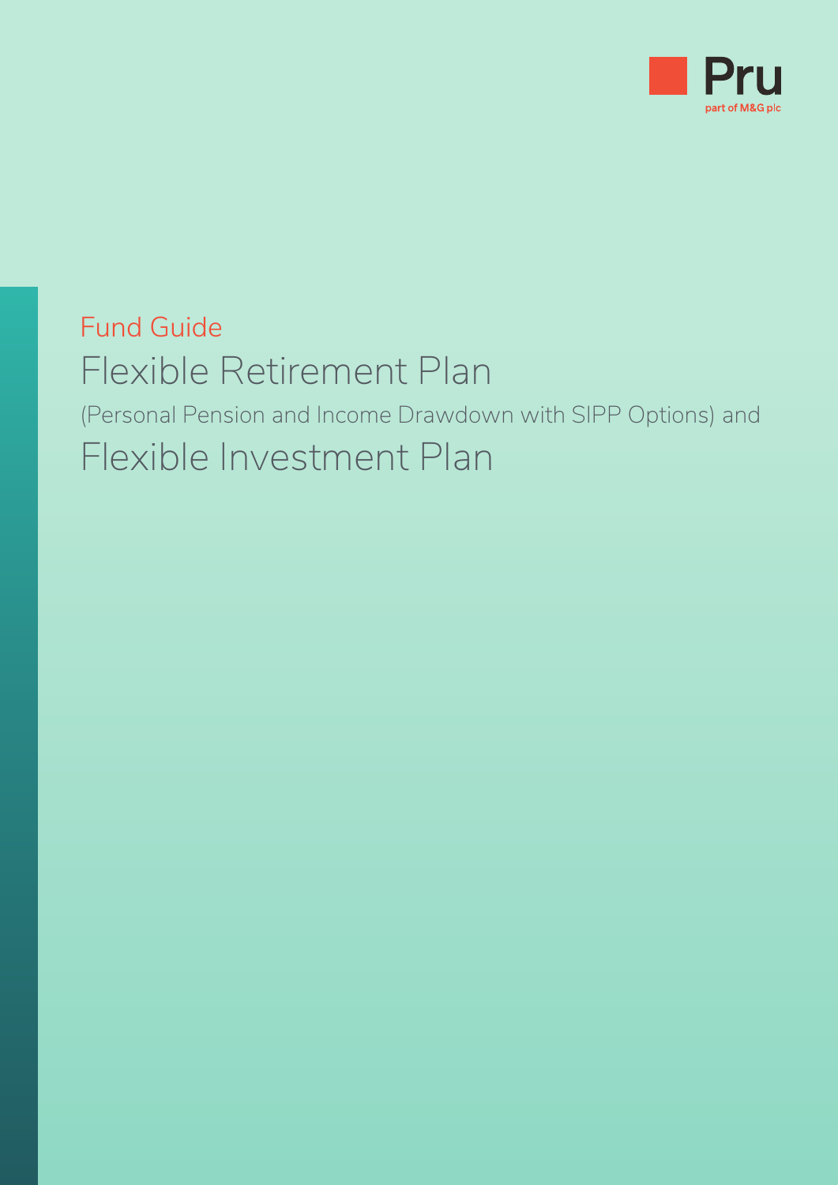Pru

part of M&G plc

Fund Guide

# Flexible Retirement Plan

(Personal Pension and Income Drawdown with SIPP Options) and

# Flexible Investment Plan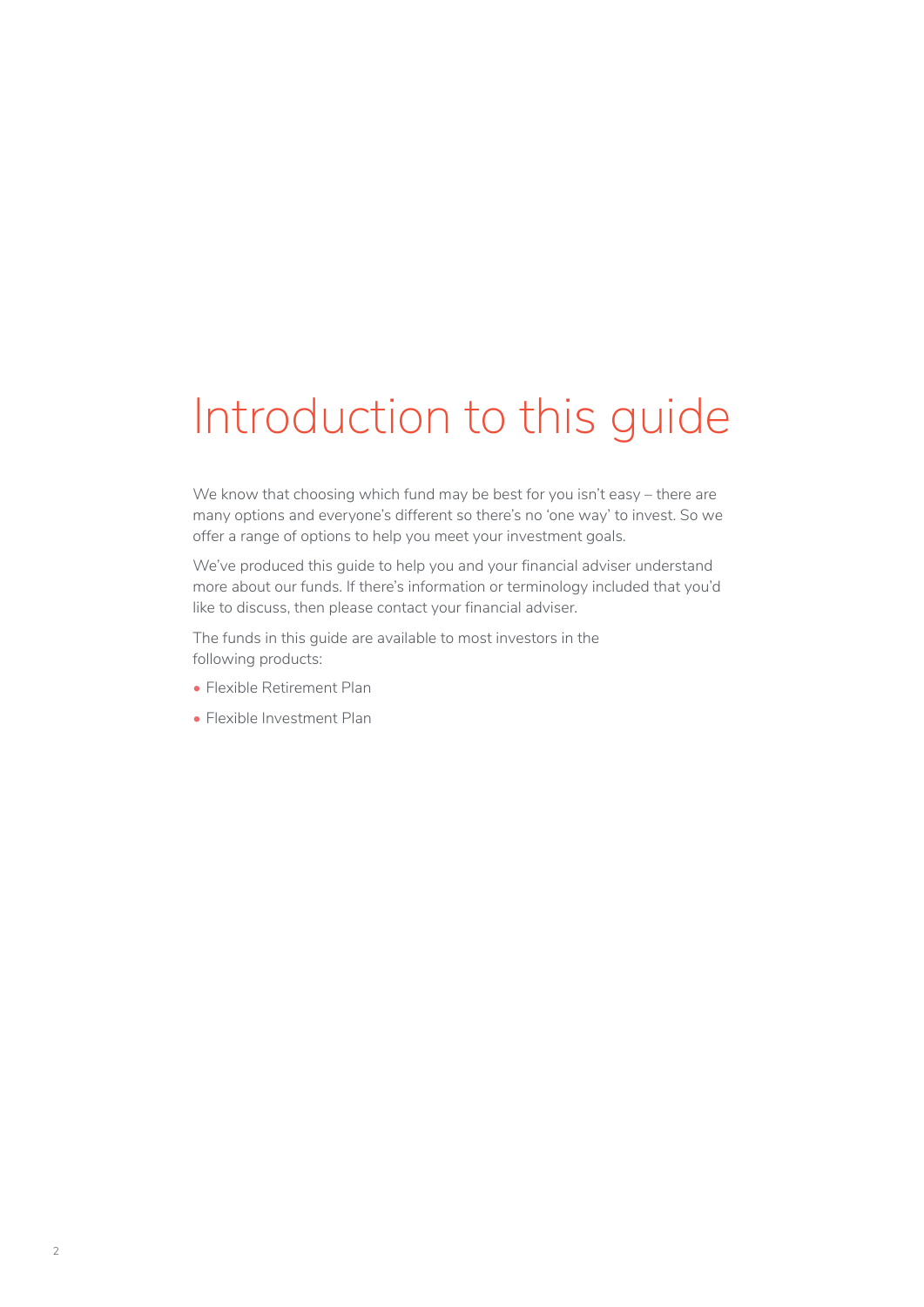# Introduction to this guide

We know that choosing which fund may be best for you isn't easy – there are many options and everyone's different so there's no 'one way' to invest. So we offer a range of options to help you meet your investment goals.

We've produced this guide to help you and your financial adviser understand more about our funds. If there's information or terminology included that you'd like to discuss, then please contact your financial adviser.

The funds in this guide are available to most investors in the following products:

- Flexible Retirement Plan
- Flexible Investment Plan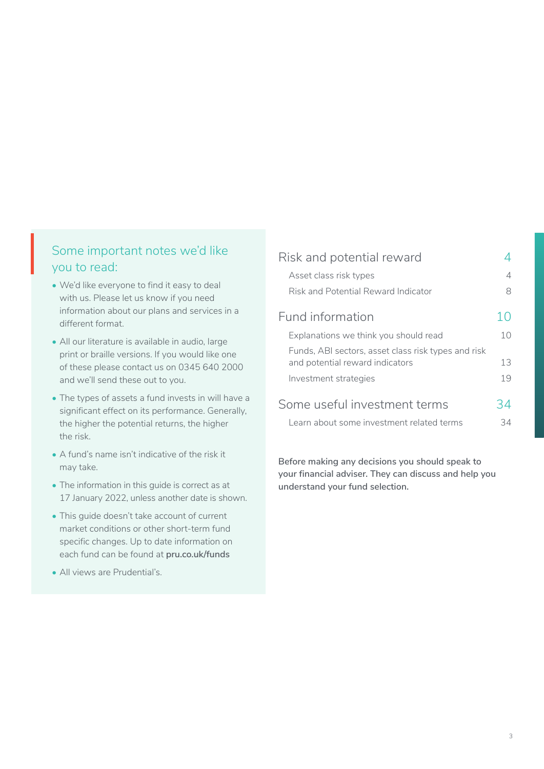## Some important notes we'd like you to read:

- We'd like everyone to find it easy to deal with us. Please let us know if you need information about our plans and services in a different format.
- All our literature is available in audio, large print or braille versions. If you would like one of these please contact us on 0345 640 2000 and we'll send these out to you.
- The types of assets a fund invests in will have a significant effect on its performance. Generally, the higher the potential returns, the higher the risk.
- A fund's name isn't indicative of the risk it may take.
- The information in this guide is correct as at 17 January 2022, unless another date is shown.
- This guide doesn't take account of current market conditions or other short-term fund specific changes. Up to date information on each fund can be found at **pru.co.uk/funds**
- All views are Prudential's.

| | |
|---|---|
| **Risk and potential reward** | **4** |
| Asset class risk types | 4 |
| Risk and Potential Reward Indicator | 8 |
| **Fund information** | **10** |
| Explanations we think you should read | 10 |
| Funds, ABI sectors, asset class risk types and risk and potential reward indicators | 13 |
| Investment strategies | 19 |
| **Some useful investment terms** | **34** |
| Learn about some investment related terms | 34 |

**Before making any decisions you should speak to your financial adviser. They can discuss and help you understand your fund selection.**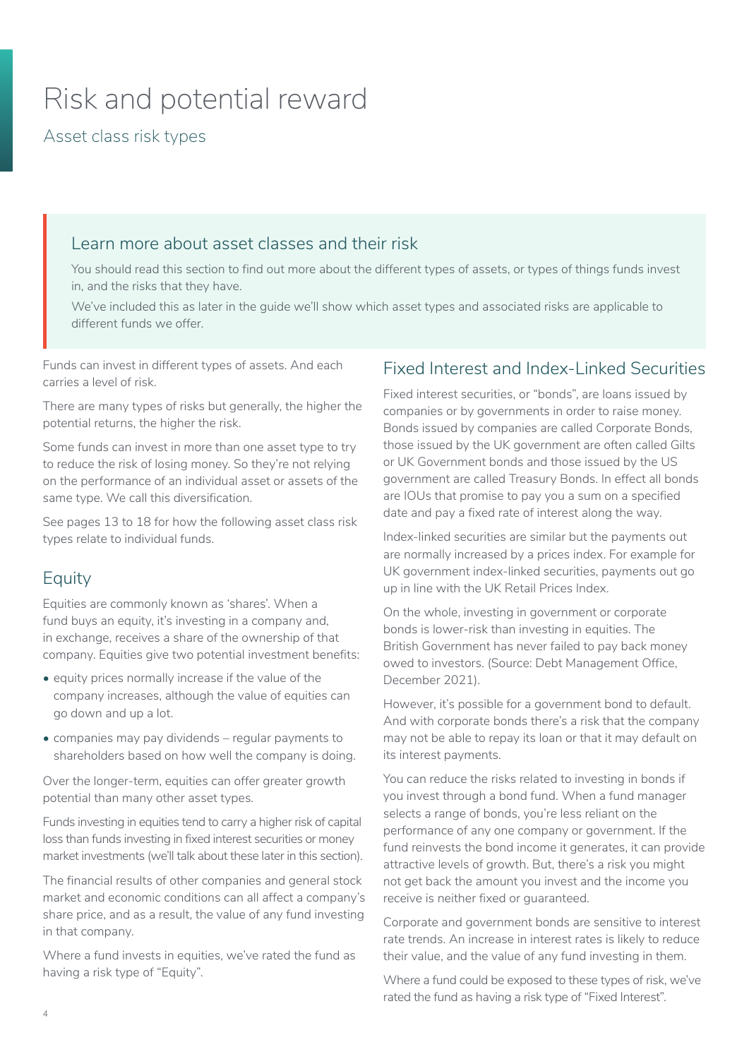# Risk and potential reward

## Asset class risk types

### Learn more about asset classes and their risk

You should read this section to find out more about the different types of assets, or types of things funds invest in, and the risks that they have.

We've included this as later in the guide we'll show which asset types and associated risks are applicable to different funds we offer.

Funds can invest in different types of assets. And each carries a level of risk.

There are many types of risks but generally, the higher the potential returns, the higher the risk.

Some funds can invest in more than one asset type to try to reduce the risk of losing money. So they're not relying on the performance of an individual asset or assets of the same type. We call this diversification.

See pages 13 to 18 for how the following asset class risk types relate to individual funds.

### Equity

Equities are commonly known as 'shares'. When a fund buys an equity, it's investing in a company and, in exchange, receives a share of the ownership of that company. Equities give two potential investment benefits:

- equity prices normally increase if the value of the company increases, although the value of equities can go down and up a lot.
- companies may pay dividends – regular payments to shareholders based on how well the company is doing.

Over the longer-term, equities can offer greater growth potential than many other asset types.

Funds investing in equities tend to carry a higher risk of capital loss than funds investing in fixed interest securities or money market investments (we'll talk about these later in this section).

The financial results of other companies and general stock market and economic conditions can all affect a company's share price, and as a result, the value of any fund investing in that company.

Where a fund invests in equities, we've rated the fund as having a risk type of "Equity".

### Fixed Interest and Index-Linked Securities

Fixed interest securities, or "bonds", are loans issued by companies or by governments in order to raise money. Bonds issued by companies are called Corporate Bonds, those issued by the UK government are often called Gilts or UK Government bonds and those issued by the US government are called Treasury Bonds. In effect all bonds are IOUs that promise to pay you a sum on a specified date and pay a fixed rate of interest along the way.

Index-linked securities are similar but the payments out are normally increased by a prices index. For example for UK government index-linked securities, payments out go up in line with the UK Retail Prices Index.

On the whole, investing in government or corporate bonds is lower-risk than investing in equities. The British Government has never failed to pay back money owed to investors. (Source: Debt Management Office, December 2021).

However, it's possible for a government bond to default. And with corporate bonds there's a risk that the company may not be able to repay its loan or that it may default on its interest payments.

You can reduce the risks related to investing in bonds if you invest through a bond fund. When a fund manager selects a range of bonds, you're less reliant on the performance of any one company or government. If the fund reinvests the bond income it generates, it can provide attractive levels of growth. But, there's a risk you might not get back the amount you invest and the income you receive is neither fixed or guaranteed.

Corporate and government bonds are sensitive to interest rate trends. An increase in interest rates is likely to reduce their value, and the value of any fund investing in them.

Where a fund could be exposed to these types of risk, we've rated the fund as having a risk type of "Fixed Interest".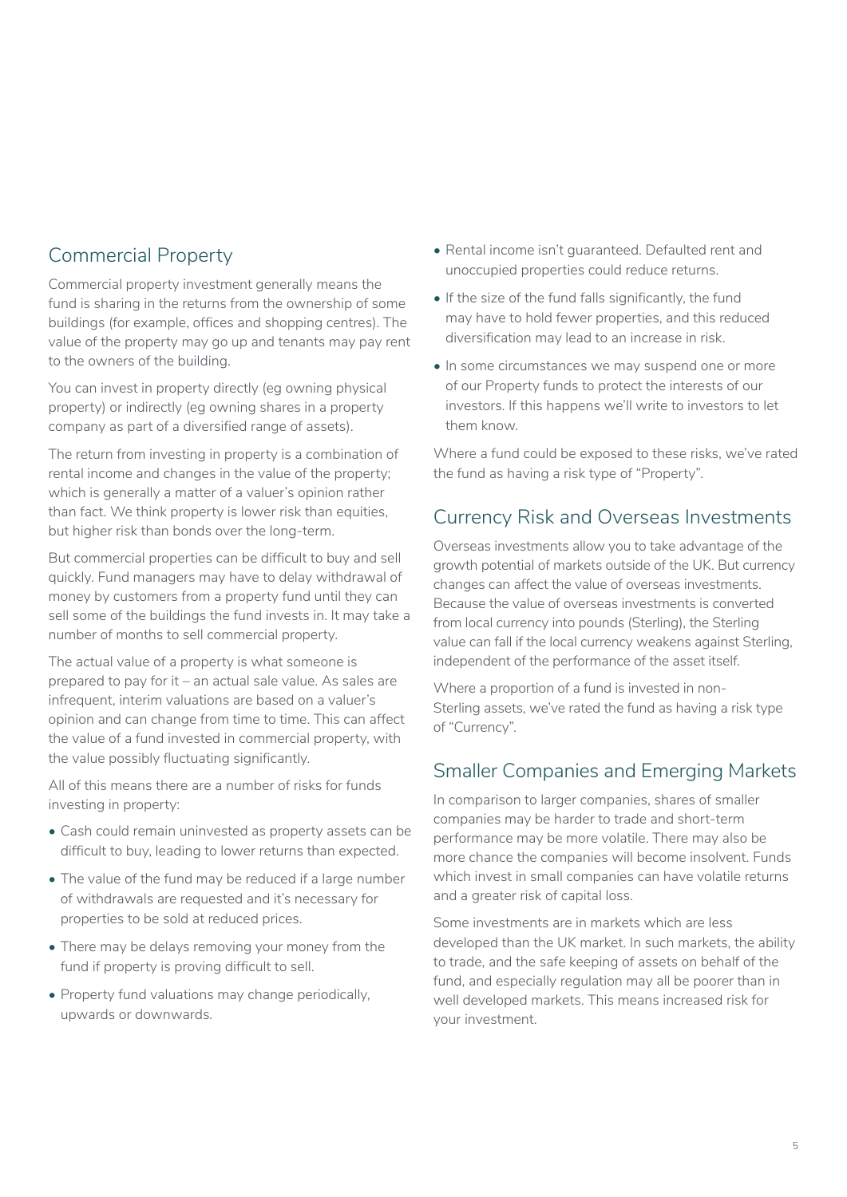## Commercial Property

Commercial property investment generally means the fund is sharing in the returns from the ownership of some buildings (for example, offices and shopping centres). The value of the property may go up and tenants may pay rent to the owners of the building.

You can invest in property directly (eg owning physical property) or indirectly (eg owning shares in a property company as part of a diversified range of assets).

The return from investing in property is a combination of rental income and changes in the value of the property; which is generally a matter of a valuer's opinion rather than fact. We think property is lower risk than equities, but higher risk than bonds over the long-term.

But commercial properties can be difficult to buy and sell quickly. Fund managers may have to delay withdrawal of money by customers from a property fund until they can sell some of the buildings the fund invests in. It may take a number of months to sell commercial property.

The actual value of a property is what someone is prepared to pay for it – an actual sale value. As sales are infrequent, interim valuations are based on a valuer's opinion and can change from time to time. This can affect the value of a fund invested in commercial property, with the value possibly fluctuating significantly.

All of this means there are a number of risks for funds investing in property:

- Cash could remain uninvested as property assets can be difficult to buy, leading to lower returns than expected.
- The value of the fund may be reduced if a large number of withdrawals are requested and it's necessary for properties to be sold at reduced prices.
- There may be delays removing your money from the fund if property is proving difficult to sell.
- Property fund valuations may change periodically, upwards or downwards.
- Rental income isn't guaranteed. Defaulted rent and unoccupied properties could reduce returns.
- If the size of the fund falls significantly, the fund may have to hold fewer properties, and this reduced diversification may lead to an increase in risk.
- In some circumstances we may suspend one or more of our Property funds to protect the interests of our investors. If this happens we'll write to investors to let them know.

Where a fund could be exposed to these risks, we've rated the fund as having a risk type of "Property".

## Currency Risk and Overseas Investments

Overseas investments allow you to take advantage of the growth potential of markets outside of the UK. But currency changes can affect the value of overseas investments. Because the value of overseas investments is converted from local currency into pounds (Sterling), the Sterling value can fall if the local currency weakens against Sterling, independent of the performance of the asset itself.

Where a proportion of a fund is invested in non-Sterling assets, we've rated the fund as having a risk type of "Currency".

## Smaller Companies and Emerging Markets

In comparison to larger companies, shares of smaller companies may be harder to trade and short-term performance may be more volatile. There may also be more chance the companies will become insolvent. Funds which invest in small companies can have volatile returns and a greater risk of capital loss.

Some investments are in markets which are less developed than the UK market. In such markets, the ability to trade, and the safe keeping of assets on behalf of the fund, and especially regulation may all be poorer than in well developed markets. This means increased risk for your investment.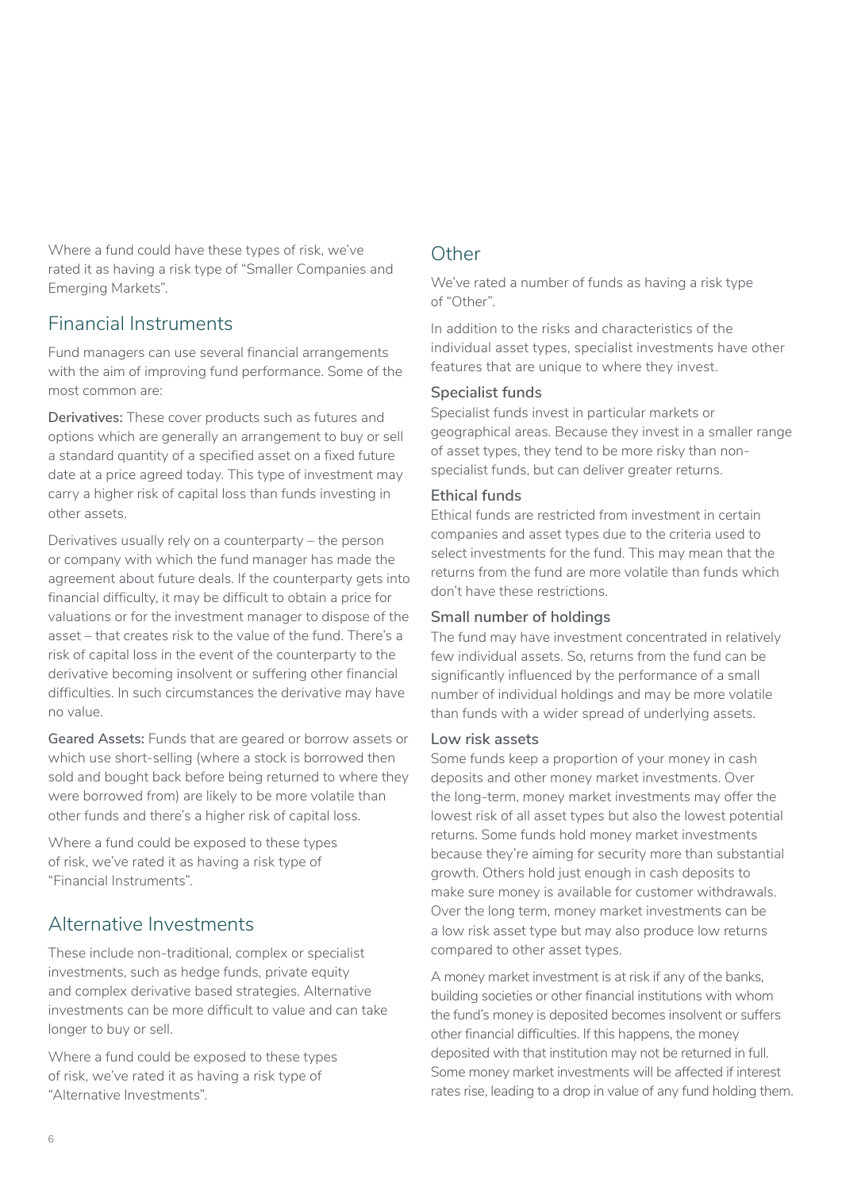Where a fund could have these types of risk, we've rated it as having a risk type of "Smaller Companies and Emerging Markets".

## Financial Instruments

Fund managers can use several financial arrangements with the aim of improving fund performance. Some of the most common are:

**Derivatives:** These cover products such as futures and options which are generally an arrangement to buy or sell a standard quantity of a specified asset on a fixed future date at a price agreed today. This type of investment may carry a higher risk of capital loss than funds investing in other assets.

Derivatives usually rely on a counterparty – the person or company with which the fund manager has made the agreement about future deals. If the counterparty gets into financial difficulty, it may be difficult to obtain a price for valuations or for the investment manager to dispose of the asset – that creates risk to the value of the fund. There's a risk of capital loss in the event of the counterparty to the derivative becoming insolvent or suffering other financial difficulties. In such circumstances the derivative may have no value.

**Geared Assets:** Funds that are geared or borrow assets or which use short-selling (where a stock is borrowed then sold and bought back before being returned to where they were borrowed from) are likely to be more volatile than other funds and there's a higher risk of capital loss.

Where a fund could be exposed to these types of risk, we've rated it as having a risk type of "Financial Instruments".

## Alternative Investments

These include non-traditional, complex or specialist investments, such as hedge funds, private equity and complex derivative based strategies. Alternative investments can be more difficult to value and can take longer to buy or sell.

Where a fund could be exposed to these types of risk, we've rated it as having a risk type of "Alternative Investments".

## Other

We've rated a number of funds as having a risk type of "Other".

In addition to the risks and characteristics of the individual asset types, specialist investments have other features that are unique to where they invest.

### Specialist funds

Specialist funds invest in particular markets or geographical areas. Because they invest in a smaller range of asset types, they tend to be more risky than non-specialist funds, but can deliver greater returns.

### Ethical funds

Ethical funds are restricted from investment in certain companies and asset types due to the criteria used to select investments for the fund. This may mean that the returns from the fund are more volatile than funds which don't have these restrictions.

### Small number of holdings

The fund may have investment concentrated in relatively few individual assets. So, returns from the fund can be significantly influenced by the performance of a small number of individual holdings and may be more volatile than funds with a wider spread of underlying assets.

### Low risk assets

Some funds keep a proportion of your money in cash deposits and other money market investments. Over the long-term, money market investments may offer the lowest risk of all asset types but also the lowest potential returns. Some funds hold money market investments because they're aiming for security more than substantial growth. Others hold just enough in cash deposits to make sure money is available for customer withdrawals. Over the long term, money market investments can be a low risk asset type but may also produce low returns compared to other asset types.

A money market investment is at risk if any of the banks, building societies or other financial institutions with whom the fund's money is deposited becomes insolvent or suffers other financial difficulties. If this happens, the money deposited with that institution may not be returned in full. Some money market investments will be affected if interest rates rise, leading to a drop in value of any fund holding them.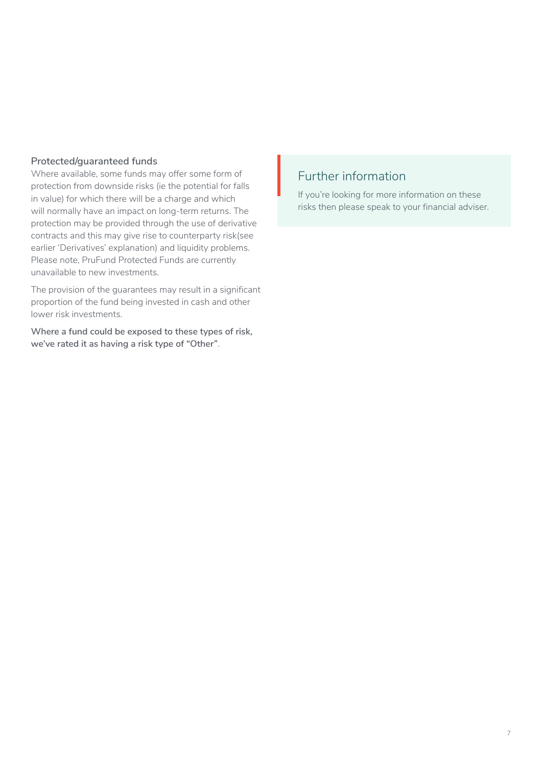### Protected/guaranteed funds

Where available, some funds may offer some form of protection from downside risks (ie the potential for falls in value) for which there will be a charge and which will normally have an impact on long-term returns. The protection may be provided through the use of derivative contracts and this may give rise to counterparty risk(see earlier 'Derivatives' explanation) and liquidity problems. Please note, PruFund Protected Funds are currently unavailable to new investments.

The provision of the guarantees may result in a significant proportion of the fund being invested in cash and other lower risk investments.

**Where a fund could be exposed to these types of risk, we've rated it as having a risk type of "Other".**

## Further information

If you're looking for more information on these risks then please speak to your financial adviser.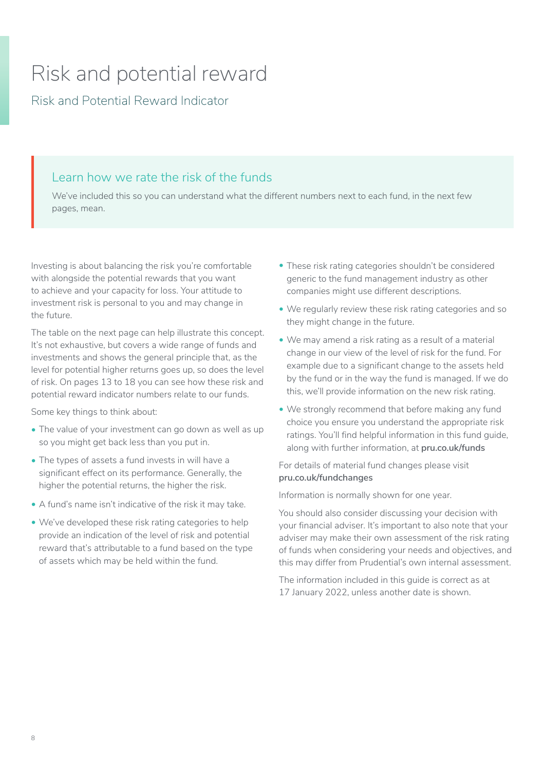# Risk and potential reward

## Risk and Potential Reward Indicator

### Learn how we rate the risk of the funds

We've included this so you can understand what the different numbers next to each fund, in the next few pages, mean.

Investing is about balancing the risk you're comfortable with alongside the potential rewards that you want to achieve and your capacity for loss. Your attitude to investment risk is personal to you and may change in the future.

The table on the next page can help illustrate this concept. It's not exhaustive, but covers a wide range of funds and investments and shows the general principle that, as the level for potential higher returns goes up, so does the level of risk. On pages 13 to 18 you can see how these risk and potential reward indicator numbers relate to our funds.

Some key things to think about:

- The value of your investment can go down as well as up so you might get back less than you put in.
- The types of assets a fund invests in will have a significant effect on its performance. Generally, the higher the potential returns, the higher the risk.
- A fund's name isn't indicative of the risk it may take.
- We've developed these risk rating categories to help provide an indication of the level of risk and potential reward that's attributable to a fund based on the type of assets which may be held within the fund.
- These risk rating categories shouldn't be considered generic to the fund management industry as other companies might use different descriptions.
- We regularly review these risk rating categories and so they might change in the future.
- We may amend a risk rating as a result of a material change in our view of the level of risk for the fund. For example due to a significant change to the assets held by the fund or in the way the fund is managed. If we do this, we'll provide information on the new risk rating.
- We strongly recommend that before making any fund choice you ensure you understand the appropriate risk ratings. You'll find helpful information in this fund guide, along with further information, at **pru.co.uk/funds**

For details of material fund changes please visit **pru.co.uk/fundchanges**

Information is normally shown for one year.

You should also consider discussing your decision with your financial adviser. It's important to also note that your adviser may make their own assessment of the risk rating of funds when considering your needs and objectives, and this may differ from Prudential's own internal assessment.

The information included in this guide is correct as at 17 January 2022, unless another date is shown.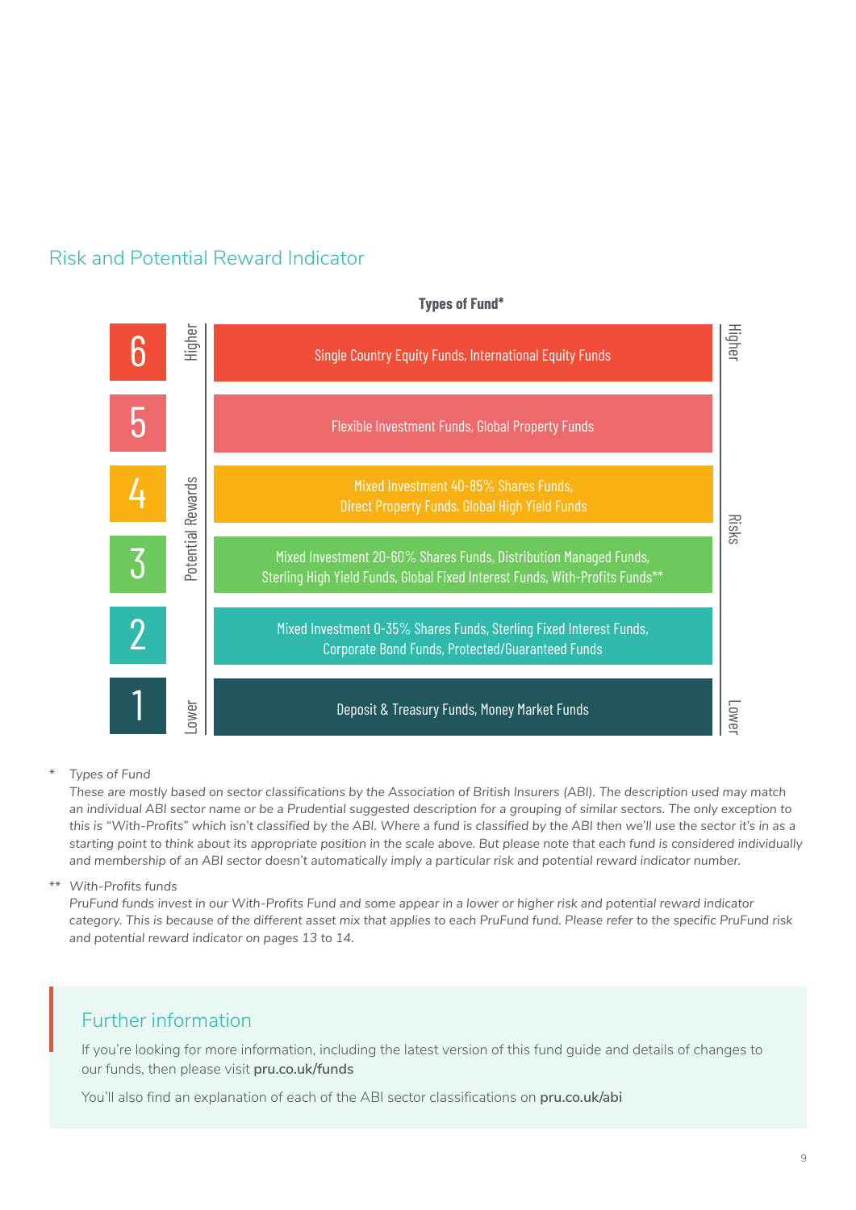## Risk and Potential Reward Indicator

**Types of Fund***

| Indicator | Types of Fund* |
|---|---|
| 6 (Higher potential rewards / Higher risks) | Single Country Equity Funds, International Equity Funds |
| 5 | Flexible Investment Funds, Global Property Funds |
| 4 | Mixed Investment 40-85% Shares Funds, Direct Property Funds, Global High Yield Funds |
| 3 | Mixed Investment 20-60% Shares Funds, Distribution Managed Funds, Sterling High Yield Funds, Global Fixed Interest Funds, With-Profits Funds** |
| 2 | Mixed Investment 0-35% Shares Funds, Sterling Fixed Interest Funds, Corporate Bond Funds, Protected/Guaranteed Funds |
| 1 (Lower potential rewards / Lower risks) | Deposit & Treasury Funds, Money Market Funds |

\* *Types of Fund*
*These are mostly based on sector classifications by the Association of British Insurers (ABI). The description used may match an individual ABI sector name or be a Prudential suggested description for a grouping of similar sectors. The only exception to this is "With-Profits" which isn't classified by the ABI. Where a fund is classified by the ABI then we'll use the sector it's in as a starting point to think about its appropriate position in the scale above. But please note that each fund is considered individually and membership of an ABI sector doesn't automatically imply a particular risk and potential reward indicator number.*

\*\* *With-Profits funds*
*PruFund funds invest in our With-Profits Fund and some appear in a lower or higher risk and potential reward indicator category. This is because of the different asset mix that applies to each PruFund fund. Please refer to the specific PruFund risk and potential reward indicator on pages 13 to 14.*

### Further information

If you're looking for more information, including the latest version of this fund guide and details of changes to our funds, then please visit **pru.co.uk/funds**

You'll also find an explanation of each of the ABI sector classifications on **pru.co.uk/abi**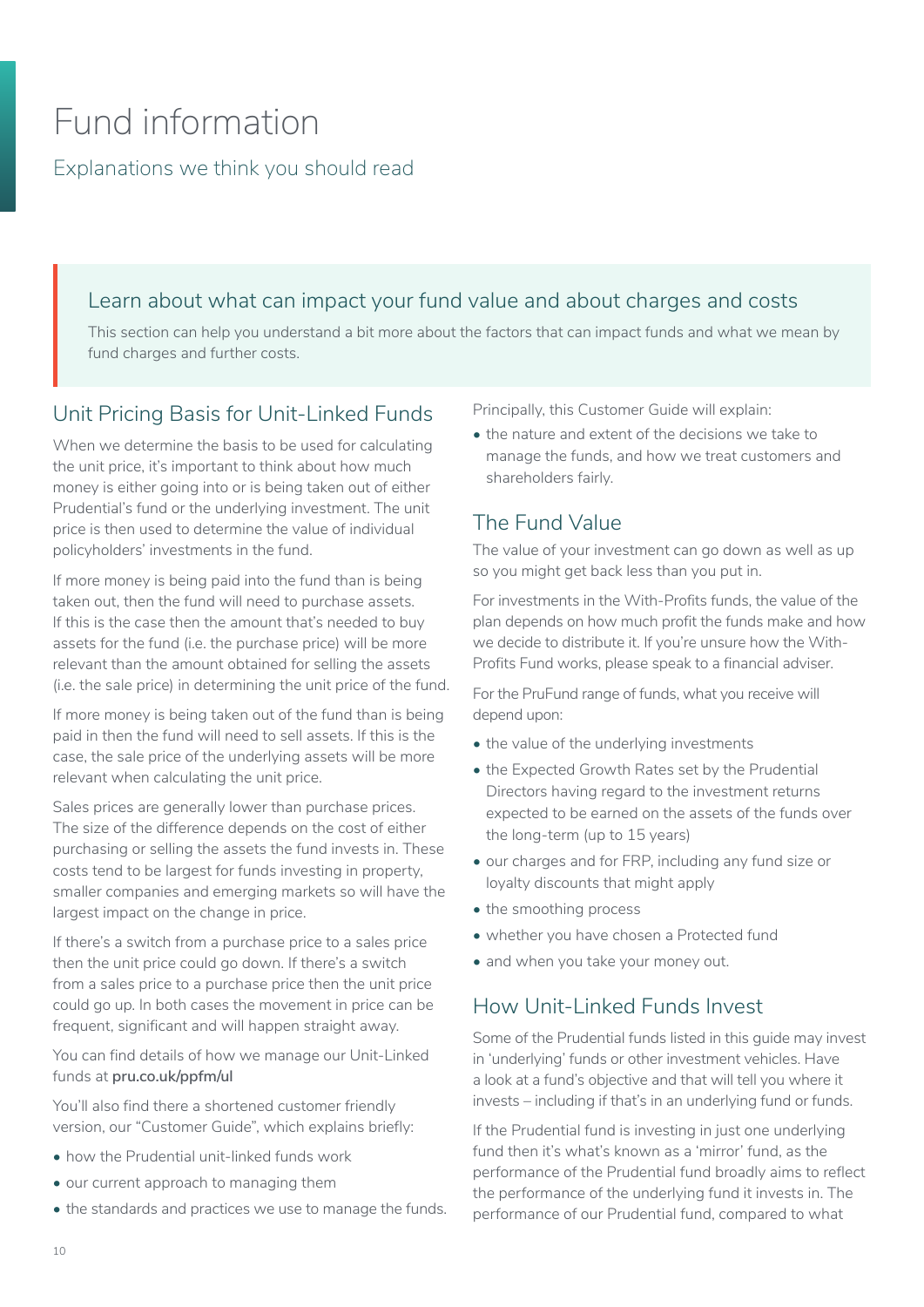# Fund information

Explanations we think you should read

## Learn about what can impact your fund value and about charges and costs

This section can help you understand a bit more about the factors that can impact funds and what we mean by fund charges and further costs.

## Unit Pricing Basis for Unit-Linked Funds

When we determine the basis to be used for calculating the unit price, it's important to think about how much money is either going into or is being taken out of either Prudential's fund or the underlying investment. The unit price is then used to determine the value of individual policyholders' investments in the fund.

If more money is being paid into the fund than is being taken out, then the fund will need to purchase assets. If this is the case then the amount that's needed to buy assets for the fund (i.e. the purchase price) will be more relevant than the amount obtained for selling the assets (i.e. the sale price) in determining the unit price of the fund.

If more money is being taken out of the fund than is being paid in then the fund will need to sell assets. If this is the case, the sale price of the underlying assets will be more relevant when calculating the unit price.

Sales prices are generally lower than purchase prices. The size of the difference depends on the cost of either purchasing or selling the assets the fund invests in. These costs tend to be largest for funds investing in property, smaller companies and emerging markets so will have the largest impact on the change in price.

If there's a switch from a purchase price to a sales price then the unit price could go down. If there's a switch from a sales price to a purchase price then the unit price could go up. In both cases the movement in price can be frequent, significant and will happen straight away.

You can find details of how we manage our Unit-Linked funds at **pru.co.uk/ppfm/ul**

You'll also find there a shortened customer friendly version, our "Customer Guide", which explains briefly:

- how the Prudential unit-linked funds work
- our current approach to managing them
- the standards and practices we use to manage the funds.

Principally, this Customer Guide will explain:

- the nature and extent of the decisions we take to manage the funds, and how we treat customers and shareholders fairly.

## The Fund Value

The value of your investment can go down as well as up so you might get back less than you put in.

For investments in the With-Profits funds, the value of the plan depends on how much profit the funds make and how we decide to distribute it. If you're unsure how the With-Profits Fund works, please speak to a financial adviser.

For the PruFund range of funds, what you receive will depend upon:

- the value of the underlying investments
- the Expected Growth Rates set by the Prudential Directors having regard to the investment returns expected to be earned on the assets of the funds over the long-term (up to 15 years)
- our charges and for FRP, including any fund size or loyalty discounts that might apply
- the smoothing process
- whether you have chosen a Protected fund
- and when you take your money out.

## How Unit-Linked Funds Invest

Some of the Prudential funds listed in this guide may invest in 'underlying' funds or other investment vehicles. Have a look at a fund's objective and that will tell you where it invests – including if that's in an underlying fund or funds.

If the Prudential fund is investing in just one underlying fund then it's what's known as a 'mirror' fund, as the performance of the Prudential fund broadly aims to reflect the performance of the underlying fund it invests in. The performance of our Prudential fund, compared to what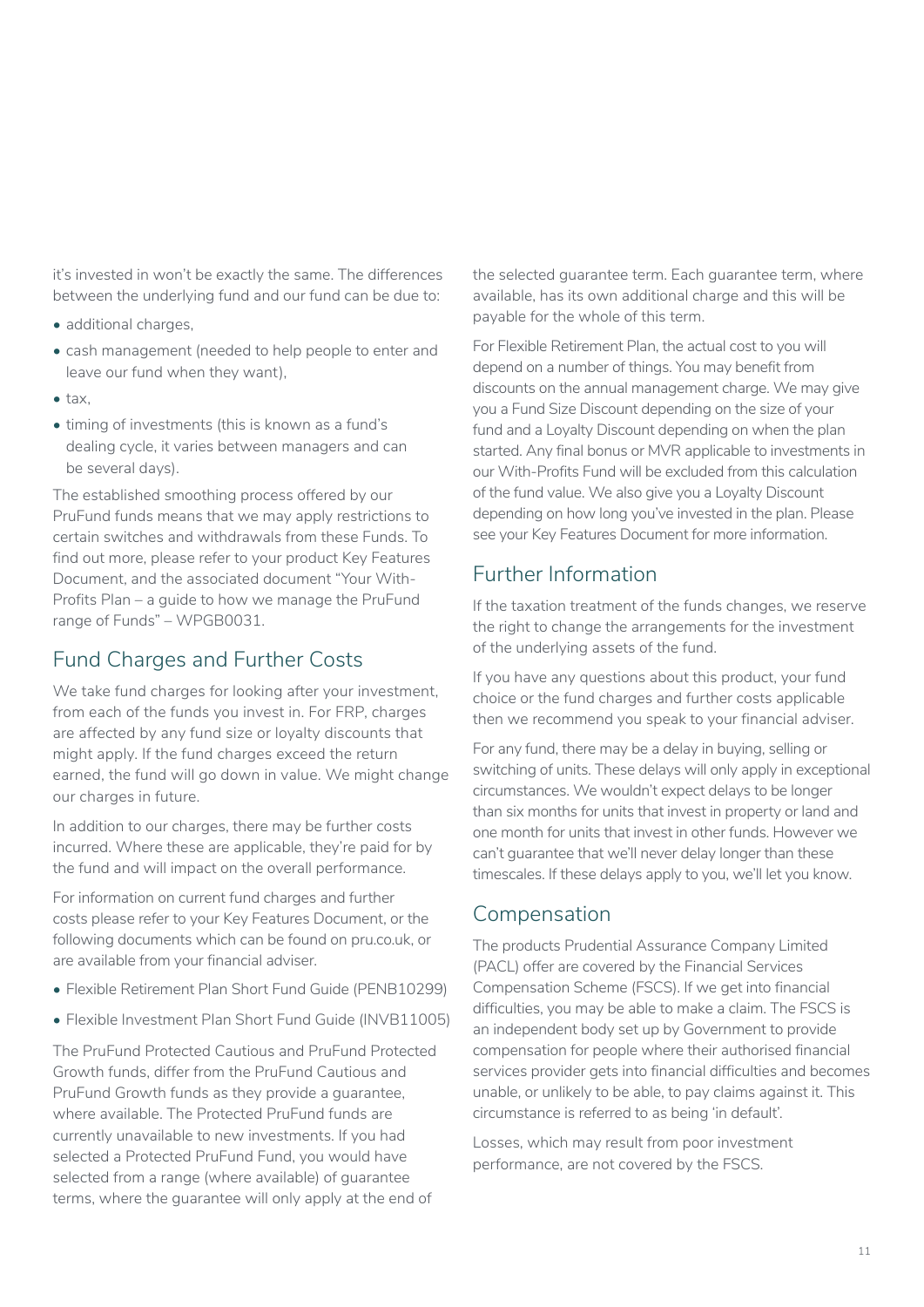it's invested in won't be exactly the same. The differences between the underlying fund and our fund can be due to:

- additional charges,
- cash management (needed to help people to enter and leave our fund when they want),
- tax,
- timing of investments (this is known as a fund's dealing cycle, it varies between managers and can be several days).

The established smoothing process offered by our PruFund funds means that we may apply restrictions to certain switches and withdrawals from these Funds. To find out more, please refer to your product Key Features Document, and the associated document "Your With-Profits Plan – a guide to how we manage the PruFund range of Funds" – WPGB0031.

## Fund Charges and Further Costs

We take fund charges for looking after your investment, from each of the funds you invest in. For FRP, charges are affected by any fund size or loyalty discounts that might apply. If the fund charges exceed the return earned, the fund will go down in value. We might change our charges in future.

In addition to our charges, there may be further costs incurred. Where these are applicable, they're paid for by the fund and will impact on the overall performance.

For information on current fund charges and further costs please refer to your Key Features Document, or the following documents which can be found on pru.co.uk, or are available from your financial adviser.

- Flexible Retirement Plan Short Fund Guide (PENB10299)
- Flexible Investment Plan Short Fund Guide (INVB11005)

The PruFund Protected Cautious and PruFund Protected Growth funds, differ from the PruFund Cautious and PruFund Growth funds as they provide a guarantee, where available. The Protected PruFund funds are currently unavailable to new investments. If you had selected a Protected PruFund Fund, you would have selected from a range (where available) of guarantee terms, where the guarantee will only apply at the end of the selected guarantee term. Each guarantee term, where available, has its own additional charge and this will be payable for the whole of this term.

For Flexible Retirement Plan, the actual cost to you will depend on a number of things. You may benefit from discounts on the annual management charge. We may give you a Fund Size Discount depending on the size of your fund and a Loyalty Discount depending on when the plan started. Any final bonus or MVR applicable to investments in our With-Profits Fund will be excluded from this calculation of the fund value. We also give you a Loyalty Discount depending on how long you've invested in the plan. Please see your Key Features Document for more information.

## Further Information

If the taxation treatment of the funds changes, we reserve the right to change the arrangements for the investment of the underlying assets of the fund.

If you have any questions about this product, your fund choice or the fund charges and further costs applicable then we recommend you speak to your financial adviser.

For any fund, there may be a delay in buying, selling or switching of units. These delays will only apply in exceptional circumstances. We wouldn't expect delays to be longer than six months for units that invest in property or land and one month for units that invest in other funds. However we can't guarantee that we'll never delay longer than these timescales. If these delays apply to you, we'll let you know.

## Compensation

The products Prudential Assurance Company Limited (PACL) offer are covered by the Financial Services Compensation Scheme (FSCS). If we get into financial difficulties, you may be able to make a claim. The FSCS is an independent body set up by Government to provide compensation for people where their authorised financial services provider gets into financial difficulties and becomes unable, or unlikely to be able, to pay claims against it. This circumstance is referred to as being 'in default'.

Losses, which may result from poor investment performance, are not covered by the FSCS.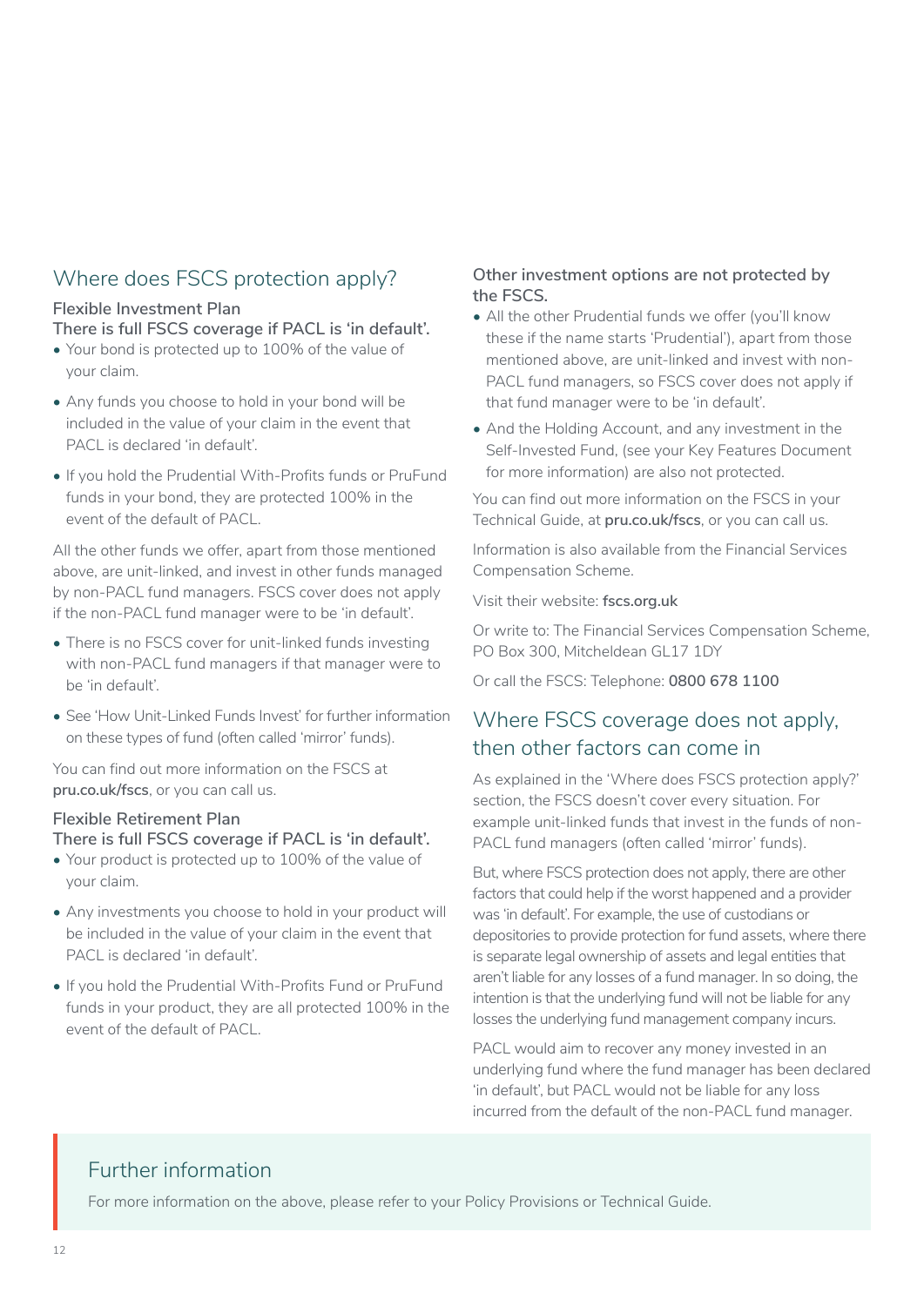## Where does FSCS protection apply?

### Flexible Investment Plan

**There is full FSCS coverage if PACL is 'in default'.**

- Your bond is protected up to 100% of the value of your claim.
- Any funds you choose to hold in your bond will be included in the value of your claim in the event that PACL is declared 'in default'.
- If you hold the Prudential With-Profits funds or PruFund funds in your bond, they are protected 100% in the event of the default of PACL.

All the other funds we offer, apart from those mentioned above, are unit-linked, and invest in other funds managed by non-PACL fund managers. FSCS cover does not apply if the non-PACL fund manager were to be 'in default'.

- There is no FSCS cover for unit-linked funds investing with non-PACL fund managers if that manager were to be 'in default'.
- See 'How Unit-Linked Funds Invest' for further information on these types of fund (often called 'mirror' funds).

You can find out more information on the FSCS at **pru.co.uk/fscs**, or you can call us.

### Flexible Retirement Plan

**There is full FSCS coverage if PACL is 'in default'.**

- Your product is protected up to 100% of the value of your claim.
- Any investments you choose to hold in your product will be included in the value of your claim in the event that PACL is declared 'in default'.
- If you hold the Prudential With-Profits Fund or PruFund funds in your product, they are all protected 100% in the event of the default of PACL.

**Other investment options are not protected by the FSCS.**

- All the other Prudential funds we offer (you'll know these if the name starts 'Prudential'), apart from those mentioned above, are unit-linked and invest with non-PACL fund managers, so FSCS cover does not apply if that fund manager were to be 'in default'.
- And the Holding Account, and any investment in the Self-Invested Fund, (see your Key Features Document for more information) are also not protected.

You can find out more information on the FSCS in your Technical Guide, at **pru.co.uk/fscs**, or you can call us.

Information is also available from the Financial Services Compensation Scheme.

Visit their website: **fscs.org.uk**

Or write to: The Financial Services Compensation Scheme, PO Box 300, Mitcheldean GL17 1DY

Or call the FSCS: Telephone: **0800 678 1100**

## Where FSCS coverage does not apply, then other factors can come in

As explained in the 'Where does FSCS protection apply?' section, the FSCS doesn't cover every situation. For example unit-linked funds that invest in the funds of non-PACL fund managers (often called 'mirror' funds).

But, where FSCS protection does not apply, there are other factors that could help if the worst happened and a provider was 'in default'. For example, the use of custodians or depositories to provide protection for fund assets, where there is separate legal ownership of assets and legal entities that aren't liable for any losses of a fund manager. In so doing, the intention is that the underlying fund will not be liable for any losses the underlying fund management company incurs.

PACL would aim to recover any money invested in an underlying fund where the fund manager has been declared 'in default', but PACL would not be liable for any loss incurred from the default of the non-PACL fund manager.

## Further information

For more information on the above, please refer to your Policy Provisions or Technical Guide.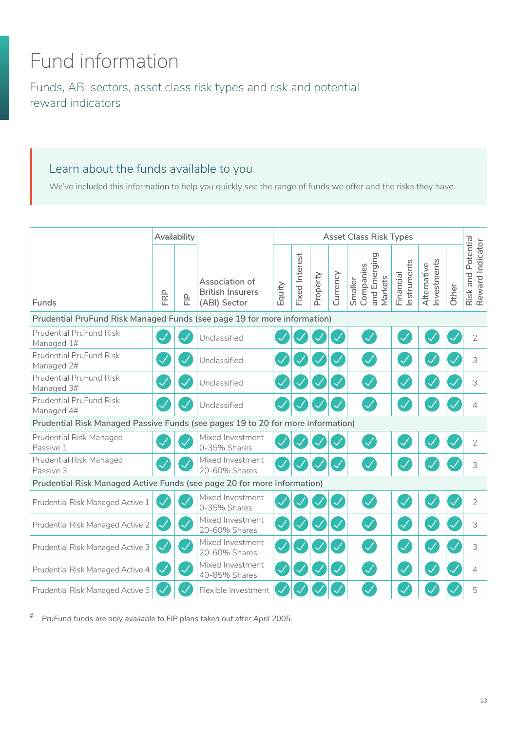# Fund information

Funds, ABI sectors, asset class risk types and risk and potential reward indicators

## Learn about the funds available to you

We've included this information to help you quickly see the range of funds we offer and the risks they have.

| Funds | Availability | | Association of British Insurers (ABI) Sector | Asset Class Risk Types | | | | | | | | Risk and Potential Reward Indicator |
|---|---|---|---|---|---|---|---|---|---|---|---|---|
| | FRP | FIP | | Equity | Fixed Interest | Property | Currency | Smaller Companies and Emerging Markets | Financial Instruments | Alternative Investments | Other | |
| **Prudential PruFund Risk Managed Funds (see page 19 for more information)** | | | | | | | | | | | | |
| Prudential PruFund Risk Managed 1# | ✓ | ✓ | Unclassified | ✓ | ✓ | ✓ | ✓ | ✓ | ✓ | ✓ | ✓ | 2 |
| Prudential PruFund Risk Managed 2# | ✓ | ✓ | Unclassified | ✓ | ✓ | ✓ | ✓ | ✓ | ✓ | ✓ | ✓ | 3 |
| Prudential PruFund Risk Managed 3# | ✓ | ✓ | Unclassified | ✓ | ✓ | ✓ | ✓ | ✓ | ✓ | ✓ | ✓ | 3 |
| Prudential PruFund Risk Managed 4# | ✓ | ✓ | Unclassified | ✓ | ✓ | ✓ | ✓ | ✓ | ✓ | ✓ | ✓ | 4 |
| **Prudential Risk Managed Passive Funds (see pages 19 to 20 for more information)** | | | | | | | | | | | | |
| Prudential Risk Managed Passive 1 | ✓ | ✓ | Mixed Investment 0-35% Shares | ✓ | ✓ | ✓ | ✓ | ✓ | ✓ | ✓ | ✓ | 2 |
| Prudential Risk Managed Passive 3 | ✓ | ✓ | Mixed Investment 20-60% Shares | ✓ | ✓ | ✓ | ✓ | ✓ | ✓ | ✓ | ✓ | 3 |
| **Prudential Risk Managed Active Funds (see page 20 for more information)** | | | | | | | | | | | | |
| Prudential Risk Managed Active 1 | ✓ | ✓ | Mixed Investment 0-35% Shares | ✓ | ✓ | ✓ | ✓ | ✓ | ✓ | ✓ | ✓ | 2 |
| Prudential Risk Managed Active 2 | ✓ | ✓ | Mixed Investment 20-60% Shares | ✓ | ✓ | ✓ | ✓ | ✓ | ✓ | ✓ | ✓ | 3 |
| Prudential Risk Managed Active 3 | ✓ | ✓ | Mixed Investment 20-60% Shares | ✓ | ✓ | ✓ | ✓ | ✓ | ✓ | ✓ | ✓ | 3 |
| Prudential Risk Managed Active 4 | ✓ | ✓ | Mixed Investment 40-85% Shares | ✓ | ✓ | ✓ | ✓ | ✓ | ✓ | ✓ | ✓ | 4 |
| Prudential Risk Managed Active 5 | ✓ | ✓ | Flexible Investment | ✓ | ✓ | ✓ | ✓ | ✓ | ✓ | ✓ | ✓ | 5 |

# *PruFund funds are only available to FIP plans taken out after April 2005.*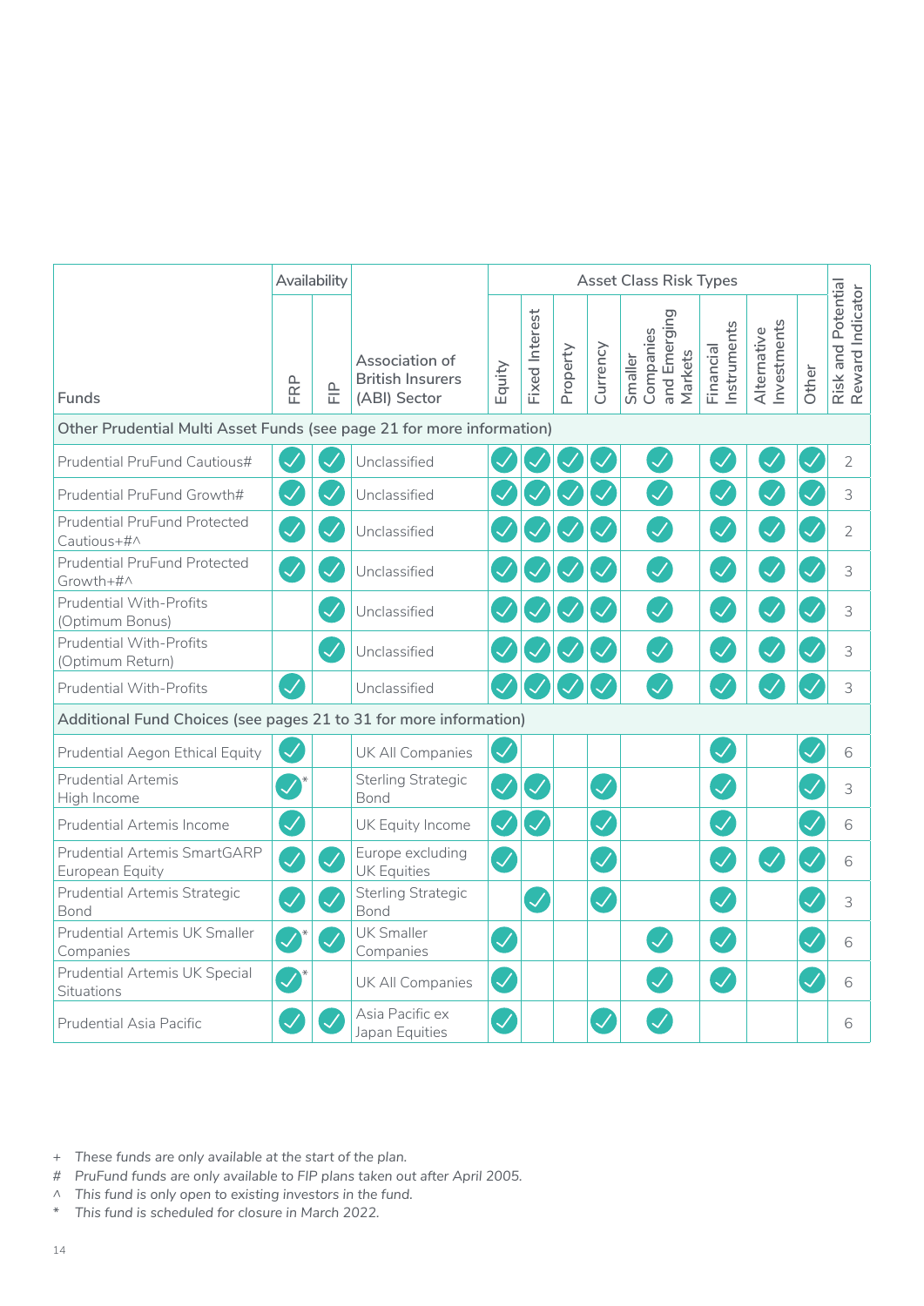| Funds | Availability | | Association of British Insurers (ABI) Sector | Asset Class Risk Types | | | | | | | | Risk and Potential Reward Indicator |
|---|---|---|---|---|---|---|---|---|---|---|---|---|
| | FRP | FIP | | Equity | Fixed Interest | Property | Currency | Smaller Companies and Emerging Markets | Financial Instruments | Alternative Investments | Other | |
| **Other Prudential Multi Asset Funds (see page 21 for more information)** | | | | | | | | | | | | |
| Prudential PruFund Cautious# | ✓ | ✓ | Unclassified | ✓ | ✓ | ✓ | ✓ | ✓ | ✓ | ✓ | ✓ | 2 |
| Prudential PruFund Growth# | ✓ | ✓ | Unclassified | ✓ | ✓ | ✓ | ✓ | ✓ | ✓ | ✓ | ✓ | 3 |
| Prudential PruFund Protected Cautious+#^ | ✓ | ✓ | Unclassified | ✓ | ✓ | ✓ | ✓ | ✓ | ✓ | ✓ | ✓ | 2 |
| Prudential PruFund Protected Growth+#^ | ✓ | ✓ | Unclassified | ✓ | ✓ | ✓ | ✓ | ✓ | ✓ | ✓ | ✓ | 3 |
| Prudential With-Profits (Optimum Bonus) | | ✓ | Unclassified | ✓ | ✓ | ✓ | ✓ | ✓ | ✓ | ✓ | ✓ | 3 |
| Prudential With-Profits (Optimum Return) | | ✓ | Unclassified | ✓ | ✓ | ✓ | ✓ | ✓ | ✓ | ✓ | ✓ | 3 |
| Prudential With-Profits | ✓ | | Unclassified | ✓ | ✓ | ✓ | ✓ | ✓ | ✓ | ✓ | ✓ | 3 |
| **Additional Fund Choices (see pages 21 to 31 for more information)** | | | | | | | | | | | | |
| Prudential Aegon Ethical Equity | ✓ | | UK All Companies | ✓ | | | | | ✓ | | ✓ | 6 |
| Prudential Artemis High Income | ✓* | | Sterling Strategic Bond | ✓ | ✓ | | ✓ | | ✓ | | ✓ | 3 |
| Prudential Artemis Income | ✓ | | UK Equity Income | ✓ | ✓ | | ✓ | | ✓ | | ✓ | 6 |
| Prudential Artemis SmartGARP European Equity | ✓ | ✓ | Europe excluding UK Equities | ✓ | | | ✓ | | ✓ | ✓ | ✓ | 6 |
| Prudential Artemis Strategic Bond | ✓ | ✓ | Sterling Strategic Bond | | ✓ | | ✓ | | ✓ | | ✓ | 3 |
| Prudential Artemis UK Smaller Companies | ✓* | ✓ | UK Smaller Companies | ✓ | | | | ✓ | ✓ | | ✓ | 6 |
| Prudential Artemis UK Special Situations | ✓* | | UK All Companies | ✓ | | | | ✓ | ✓ | | ✓ | 6 |
| Prudential Asia Pacific | ✓ | ✓ | Asia Pacific ex Japan Equities | ✓ | | | ✓ | ✓ | | | | 6 |

+ *These funds are only available at the start of the plan.*

# *PruFund funds are only available to FIP plans taken out after April 2005.*

^ *This fund is only open to existing investors in the fund.*

* *This fund is scheduled for closure in March 2022.*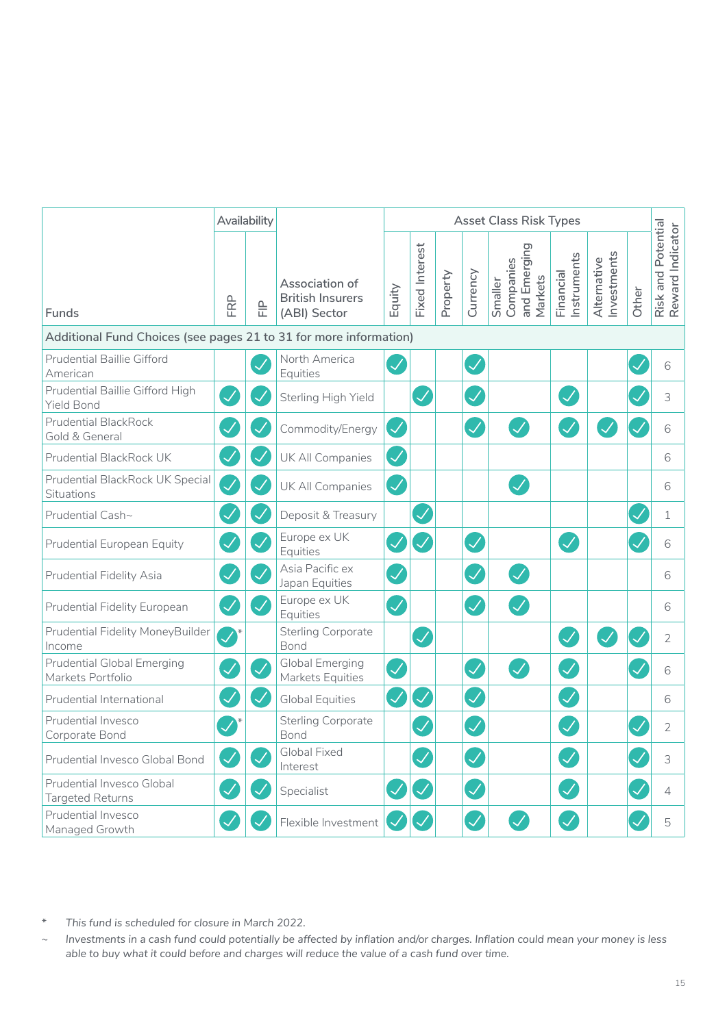| Funds | Availability | | Association of British Insurers (ABI) Sector | Asset Class Risk Types | | | | | | | | Risk and Potential Reward Indicator |
|---|---|---|---|---|---|---|---|---|---|---|---|---|
| | FRP | FIP | | Equity | Fixed Interest | Property | Currency | Smaller Companies and Emerging Markets | Financial Instruments | Alternative Investments | Other | |
| Additional Fund Choices (see pages 21 to 31 for more information) | | | | | | | | | | | | |
| Prudential Baillie Gifford American | | ✓ | North America Equities | ✓ | | | ✓ | | | | ✓ | 6 |
| Prudential Baillie Gifford High Yield Bond | ✓ | ✓ | Sterling High Yield | | ✓ | | ✓ | | ✓ | | ✓ | 3 |
| Prudential BlackRock Gold & General | ✓ | ✓ | Commodity/Energy | ✓ | | | ✓ | ✓ | ✓ | ✓ | ✓ | 6 |
| Prudential BlackRock UK | ✓ | ✓ | UK All Companies | ✓ | | | | | | | | 6 |
| Prudential BlackRock UK Special Situations | ✓ | ✓ | UK All Companies | ✓ | | | | ✓ | | | | 6 |
| Prudential Cash~ | ✓ | ✓ | Deposit & Treasury | | ✓ | | | | | | ✓ | 1 |
| Prudential European Equity | ✓ | ✓ | Europe ex UK Equities | ✓ | ✓ | | ✓ | | ✓ | | ✓ | 6 |
| Prudential Fidelity Asia | ✓ | ✓ | Asia Pacific ex Japan Equities | ✓ | | | ✓ | ✓ | | | | 6 |
| Prudential Fidelity European | ✓ | ✓ | Europe ex UK Equities | ✓ | | | ✓ | ✓ | | | | 6 |
| Prudential Fidelity MoneyBuilder Income | ✓* | | Sterling Corporate Bond | | ✓ | | | | ✓ | ✓ | ✓ | 2 |
| Prudential Global Emerging Markets Portfolio | ✓ | ✓ | Global Emerging Markets Equities | ✓ | | | ✓ | ✓ | ✓ | | ✓ | 6 |
| Prudential International | ✓ | ✓ | Global Equities | ✓ | ✓ | | ✓ | | ✓ | | | 6 |
| Prudential Invesco Corporate Bond | ✓* | | Sterling Corporate Bond | | ✓ | | ✓ | | ✓ | | ✓ | 2 |
| Prudential Invesco Global Bond | ✓ | ✓ | Global Fixed Interest | | ✓ | | ✓ | | ✓ | | ✓ | 3 |
| Prudential Invesco Global Targeted Returns | ✓ | ✓ | Specialist | ✓ | ✓ | | ✓ | | ✓ | | ✓ | 4 |
| Prudential Invesco Managed Growth | ✓ | ✓ | Flexible Investment | ✓ | ✓ | | ✓ | ✓ | ✓ | | ✓ | 5 |

\* *This fund is scheduled for closure in March 2022.*

~ *Investments in a cash fund could potentially be affected by inflation and/or charges. Inflation could mean your money is less able to buy what it could before and charges will reduce the value of a cash fund over time.*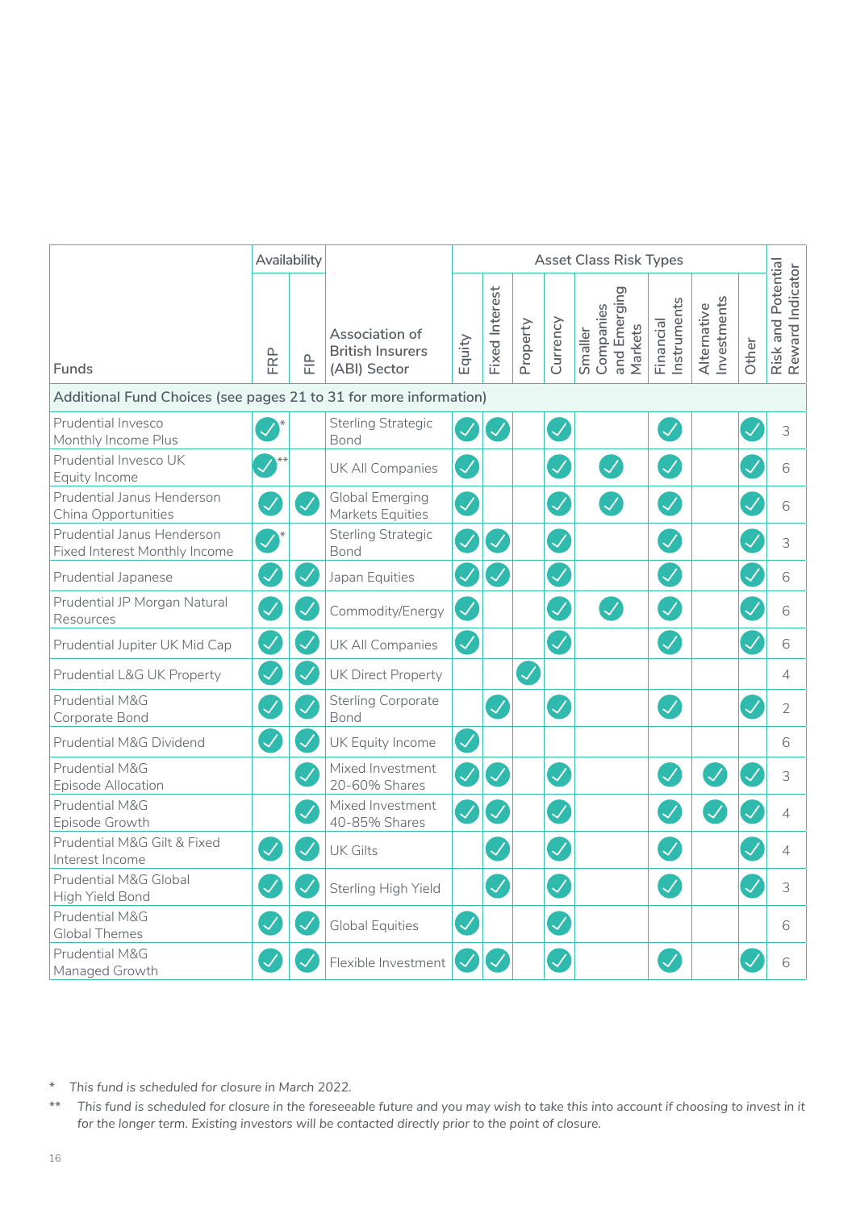| Funds | Availability | | Association of British Insurers (ABI) Sector | Asset Class Risk Types | | | | | | | | Risk and Potential Reward Indicator |
|---|---|---|---|---|---|---|---|---|---|---|---|---|
| | FRP | FIP | | Equity | Fixed Interest | Property | Currency | Smaller Companies and Emerging Markets | Financial Instruments | Alternative Investments | Other | |
| **Additional Fund Choices (see pages 21 to 31 for more information)** | | | | | | | | | | | | |
| Prudential Invesco Monthly Income Plus | ✓* | | Sterling Strategic Bond | ✓ | ✓ | | ✓ | | ✓ | | ✓ | 3 |
| Prudential Invesco UK Equity Income | ✓** | | UK All Companies | ✓ | | | ✓ | ✓ | ✓ | | ✓ | 6 |
| Prudential Janus Henderson China Opportunities | ✓ | ✓ | Global Emerging Markets Equities | ✓ | | | ✓ | ✓ | ✓ | | ✓ | 6 |
| Prudential Janus Henderson Fixed Interest Monthly Income | ✓* | | Sterling Strategic Bond | ✓ | ✓ | | ✓ | | ✓ | | ✓ | 3 |
| Prudential Japanese | ✓ | ✓ | Japan Equities | ✓ | ✓ | | ✓ | | ✓ | | ✓ | 6 |
| Prudential JP Morgan Natural Resources | ✓ | ✓ | Commodity/Energy | ✓ | | | ✓ | ✓ | ✓ | | ✓ | 6 |
| Prudential Jupiter UK Mid Cap | ✓ | ✓ | UK All Companies | ✓ | | | ✓ | | ✓ | | ✓ | 6 |
| Prudential L&G UK Property | ✓ | ✓ | UK Direct Property | | | ✓ | | | | | | 4 |
| Prudential M&G Corporate Bond | ✓ | ✓ | Sterling Corporate Bond | | ✓ | | ✓ | | ✓ | | ✓ | 2 |
| Prudential M&G Dividend | ✓ | ✓ | UK Equity Income | ✓ | | | | | | | | 6 |
| Prudential M&G Episode Allocation | | ✓ | Mixed Investment 20-60% Shares | ✓ | ✓ | | ✓ | | ✓ | ✓ | ✓ | 3 |
| Prudential M&G Episode Growth | | ✓ | Mixed Investment 40-85% Shares | ✓ | ✓ | | ✓ | | ✓ | ✓ | ✓ | 4 |
| Prudential M&G Gilt & Fixed Interest Income | ✓ | ✓ | UK Gilts | | ✓ | | ✓ | | ✓ | | ✓ | 4 |
| Prudential M&G Global High Yield Bond | ✓ | ✓ | Sterling High Yield | | ✓ | | ✓ | | ✓ | | ✓ | 3 |
| Prudential M&G Global Themes | ✓ | ✓ | Global Equities | ✓ | | | ✓ | | | | | 6 |
| Prudential M&G Managed Growth | ✓ | ✓ | Flexible Investment | ✓ | ✓ | | ✓ | | ✓ | | ✓ | 6 |

\* *This fund is scheduled for closure in March 2022.*

\*\* *This fund is scheduled for closure in the foreseeable future and you may wish to take this into account if choosing to invest in it for the longer term. Existing investors will be contacted directly prior to the point of closure.*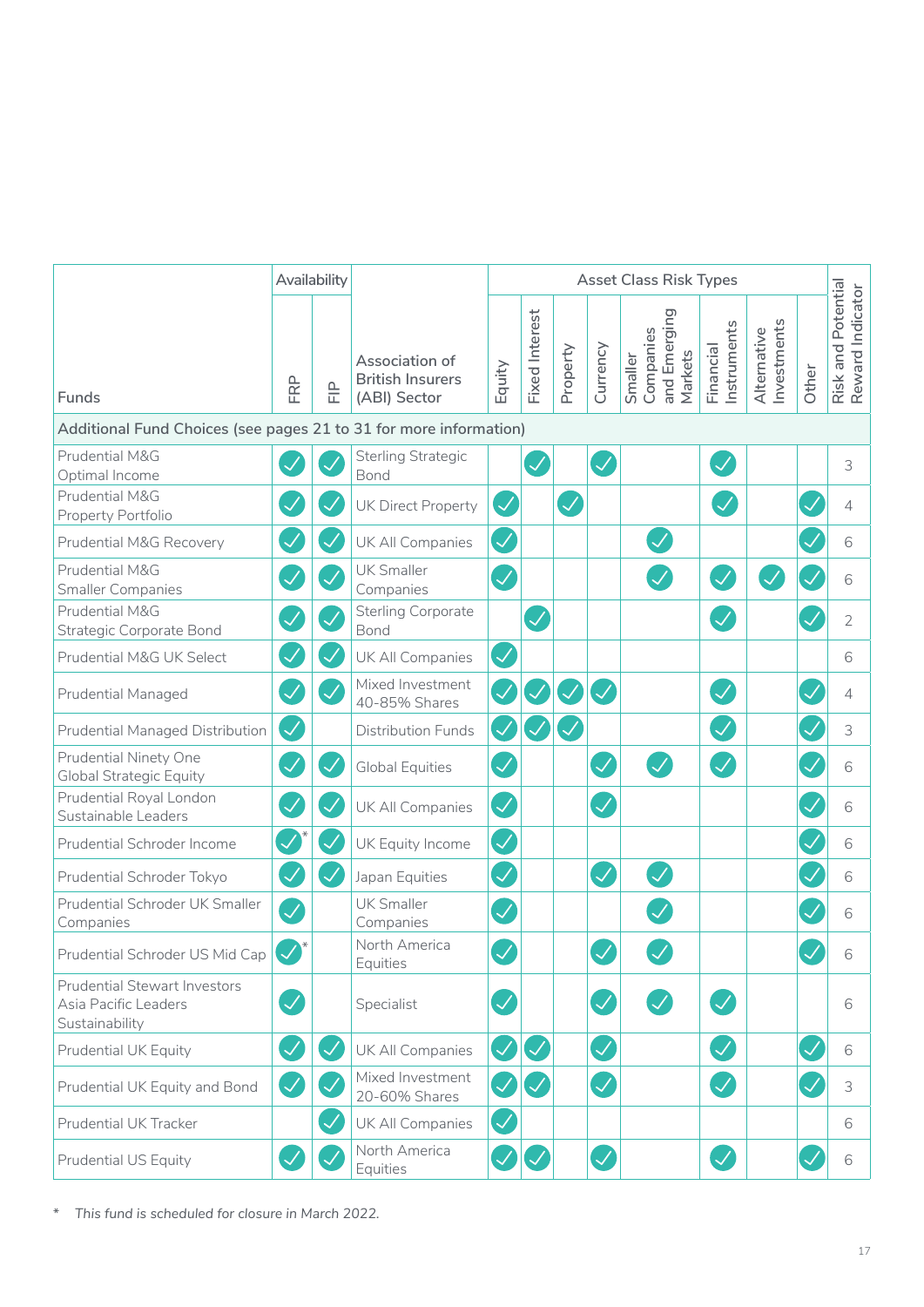| Funds | Availability | | Association of British Insurers (ABI) Sector | Asset Class Risk Types | | | | | | | | Risk and Potential Reward Indicator |
|---|---|---|---|---|---|---|---|---|---|---|---|---|
| | FRP | FIP | | Equity | Fixed Interest | Property | Currency | Smaller Companies and Emerging Markets | Financial Instruments | Alternative Investments | Other | |
| **Additional Fund Choices (see pages 21 to 31 for more information)** | | | | | | | | | | | | |
| Prudential M&G Optimal Income | ✓ | ✓ | Sterling Strategic Bond | | ✓ | | ✓ | | ✓ | | | 3 |
| Prudential M&G Property Portfolio | ✓ | ✓ | UK Direct Property | ✓ | | ✓ | | | ✓ | | ✓ | 4 |
| Prudential M&G Recovery | ✓ | ✓ | UK All Companies | ✓ | | | | ✓ | | | ✓ | 6 |
| Prudential M&G Smaller Companies | ✓ | ✓ | UK Smaller Companies | ✓ | | | | ✓ | ✓ | ✓ | ✓ | 6 |
| Prudential M&G Strategic Corporate Bond | ✓ | ✓ | Sterling Corporate Bond | | ✓ | | | | ✓ | | ✓ | 2 |
| Prudential M&G UK Select | ✓ | ✓ | UK All Companies | ✓ | | | | | | | | 6 |
| Prudential Managed | ✓ | ✓ | Mixed Investment 40-85% Shares | ✓ | ✓ | ✓ | ✓ | | ✓ | | ✓ | 4 |
| Prudential Managed Distribution | ✓ | | Distribution Funds | ✓ | ✓ | ✓ | | | ✓ | | ✓ | 3 |
| Prudential Ninety One Global Strategic Equity | ✓ | ✓ | Global Equities | ✓ | | | ✓ | ✓ | ✓ | | ✓ | 6 |
| Prudential Royal London Sustainable Leaders | ✓ | ✓ | UK All Companies | ✓ | | | ✓ | | | | ✓ | 6 |
| Prudential Schroder Income | ✓* | ✓ | UK Equity Income | ✓ | | | | | | | ✓ | 6 |
| Prudential Schroder Tokyo | ✓ | ✓ | Japan Equities | ✓ | | | ✓ | ✓ | | | ✓ | 6 |
| Prudential Schroder UK Smaller Companies | ✓ | | UK Smaller Companies | ✓ | | | | ✓ | | | ✓ | 6 |
| Prudential Schroder US Mid Cap | ✓* | | North America Equities | ✓ | | | ✓ | ✓ | | | ✓ | 6 |
| Prudential Stewart Investors Asia Pacific Leaders Sustainability | ✓ | | Specialist | ✓ | | | ✓ | ✓ | ✓ | | | 6 |
| Prudential UK Equity | ✓ | ✓ | UK All Companies | ✓ | ✓ | | ✓ | | ✓ | | ✓ | 6 |
| Prudential UK Equity and Bond | ✓ | ✓ | Mixed Investment 20-60% Shares | ✓ | ✓ | | ✓ | | ✓ | | ✓ | 3 |
| Prudential UK Tracker | | ✓ | UK All Companies | ✓ | | | | | | | | 6 |
| Prudential US Equity | ✓ | ✓ | North America Equities | ✓ | ✓ | | ✓ | | ✓ | | ✓ | 6 |

\* *This fund is scheduled for closure in March 2022.*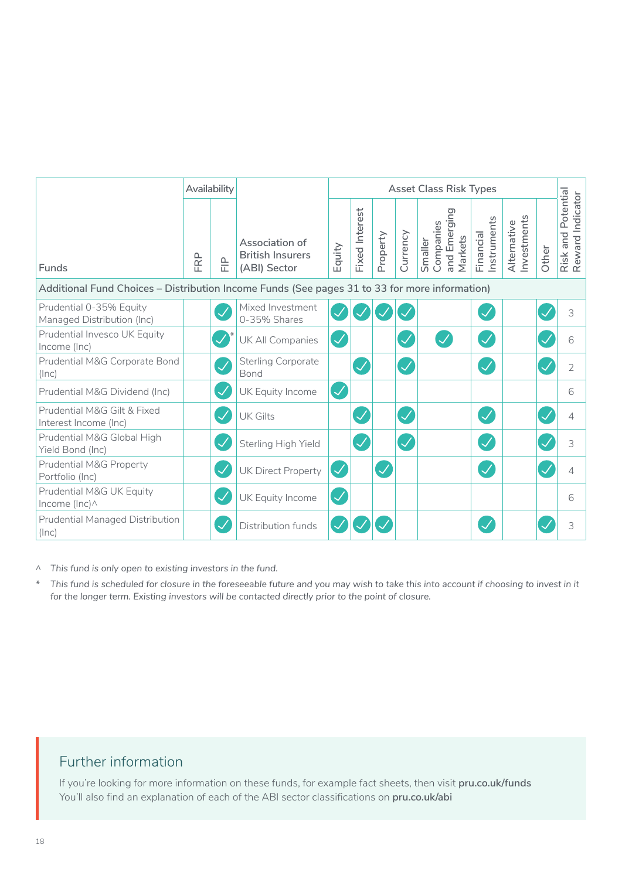| Funds | Availability | | Association of British Insurers (ABI) Sector | Asset Class Risk Types | | | | | | | | Risk and Potential Reward Indicator |
|---|---|---|---|---|---|---|---|---|---|---|---|---|
| | FRP | FIP | | Equity | Fixed Interest | Property | Currency | Smaller Companies and Emerging Markets | Financial Instruments | Alternative Investments | Other | |
| **Additional Fund Choices – Distribution Income Funds (See pages 31 to 33 for more information)** | | | | | | | | | | | | |
| Prudential 0-35% Equity Managed Distribution (Inc) | | ✓ | Mixed Investment 0-35% Shares | ✓ | ✓ | ✓ | ✓ | | ✓ | | ✓ | 3 |
| Prudential Invesco UK Equity Income (Inc) | | ✓* | UK All Companies | ✓ | | | ✓ | ✓ | ✓ | | ✓ | 6 |
| Prudential M&G Corporate Bond (Inc) | | ✓ | Sterling Corporate Bond | | ✓ | | ✓ | | ✓ | | ✓ | 2 |
| Prudential M&G Dividend (Inc) | | ✓ | UK Equity Income | ✓ | | | | | | | | 6 |
| Prudential M&G Gilt & Fixed Interest Income (Inc) | | ✓ | UK Gilts | | ✓ | | ✓ | | ✓ | | ✓ | 4 |
| Prudential M&G Global High Yield Bond (Inc) | | ✓ | Sterling High Yield | | ✓ | | ✓ | | ✓ | | ✓ | 3 |
| Prudential M&G Property Portfolio (Inc) | | ✓ | UK Direct Property | ✓ | | ✓ | | | ✓ | | ✓ | 4 |
| Prudential M&G UK Equity Income (Inc)^ | | ✓ | UK Equity Income | ✓ | | | | | | | | 6 |
| Prudential Managed Distribution (Inc) | | ✓ | Distribution funds | ✓ | ✓ | ✓ | | | ✓ | | ✓ | 3 |

^ *This fund is only open to existing investors in the fund.*

\* *This fund is scheduled for closure in the foreseeable future and you may wish to take this into account if choosing to invest in it for the longer term. Existing investors will be contacted directly prior to the point of closure.*

## Further information

If you're looking for more information on these funds, for example fact sheets, then visit **pru.co.uk/funds**
You'll also find an explanation of each of the ABI sector classifications on **pru.co.uk/abi**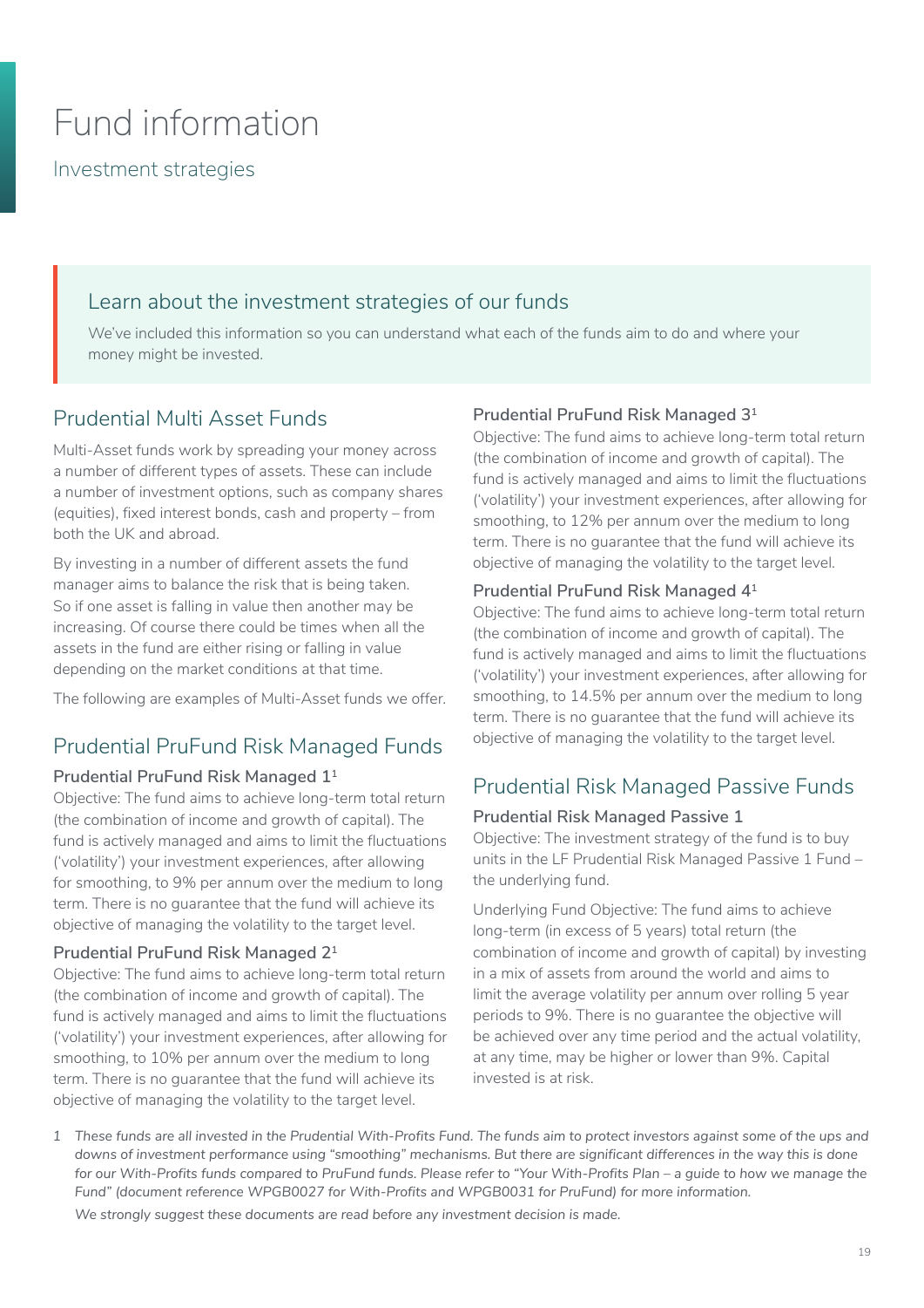# Fund information

## Investment strategies

### Learn about the investment strategies of our funds

We've included this information so you can understand what each of the funds aim to do and where your money might be invested.

## Prudential Multi Asset Funds

Multi-Asset funds work by spreading your money across a number of different types of assets. These can include a number of investment options, such as company shares (equities), fixed interest bonds, cash and property – from both the UK and abroad.

By investing in a number of different assets the fund manager aims to balance the risk that is being taken. So if one asset is falling in value then another may be increasing. Of course there could be times when all the assets in the fund are either rising or falling in value depending on the market conditions at that time.

The following are examples of Multi-Asset funds we offer.

## Prudential PruFund Risk Managed Funds

### Prudential PruFund Risk Managed 1[1]

Objective: The fund aims to achieve long-term total return (the combination of income and growth of capital). The fund is actively managed and aims to limit the fluctuations ('volatility') your investment experiences, after allowing for smoothing, to 9% per annum over the medium to long term. There is no guarantee that the fund will achieve its objective of managing the volatility to the target level.

### Prudential PruFund Risk Managed 2[1]

Objective: The fund aims to achieve long-term total return (the combination of income and growth of capital). The fund is actively managed and aims to limit the fluctuations ('volatility') your investment experiences, after allowing for smoothing, to 10% per annum over the medium to long term. There is no guarantee that the fund will achieve its objective of managing the volatility to the target level.

### Prudential PruFund Risk Managed 3[1]

Objective: The fund aims to achieve long-term total return (the combination of income and growth of capital). The fund is actively managed and aims to limit the fluctuations ('volatility') your investment experiences, after allowing for smoothing, to 12% per annum over the medium to long term. There is no guarantee that the fund will achieve its objective of managing the volatility to the target level.

### Prudential PruFund Risk Managed 4[1]

Objective: The fund aims to achieve long-term total return (the combination of income and growth of capital). The fund is actively managed and aims to limit the fluctuations ('volatility') your investment experiences, after allowing for smoothing, to 14.5% per annum over the medium to long term. There is no guarantee that the fund will achieve its objective of managing the volatility to the target level.

## Prudential Risk Managed Passive Funds

### Prudential Risk Managed Passive 1

Objective: The investment strategy of the fund is to buy units in the LF Prudential Risk Managed Passive 1 Fund – the underlying fund.

Underlying Fund Objective: The fund aims to achieve long-term (in excess of 5 years) total return (the combination of income and growth of capital) by investing in a mix of assets from around the world and aims to limit the average volatility per annum over rolling 5 year periods to 9%. There is no guarantee the objective will be achieved over any time period and the actual volatility, at any time, may be higher or lower than 9%. Capital invested is at risk.

1 *These funds are all invested in the Prudential With-Profits Fund. The funds aim to protect investors against some of the ups and downs of investment performance using "smoothing" mechanisms. But there are significant differences in the way this is done for our With-Profits funds compared to PruFund funds. Please refer to "Your With-Profits Plan – a guide to how we manage the Fund" (document reference WPGB0027 for With-Profits and WPGB0031 for PruFund) for more information.*

*We strongly suggest these documents are read before any investment decision is made.*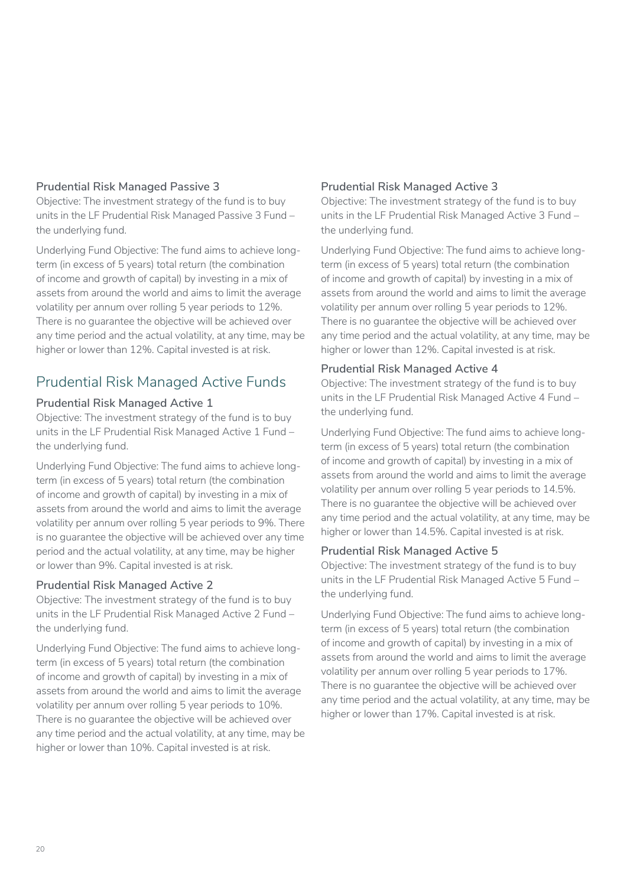### Prudential Risk Managed Passive 3

Objective: The investment strategy of the fund is to buy units in the LF Prudential Risk Managed Passive 3 Fund – the underlying fund.

Underlying Fund Objective: The fund aims to achieve long-term (in excess of 5 years) total return (the combination of income and growth of capital) by investing in a mix of assets from around the world and aims to limit the average volatility per annum over rolling 5 year periods to 12%. There is no guarantee the objective will be achieved over any time period and the actual volatility, at any time, may be higher or lower than 12%. Capital invested is at risk.

## Prudential Risk Managed Active Funds

### Prudential Risk Managed Active 1

Objective: The investment strategy of the fund is to buy units in the LF Prudential Risk Managed Active 1 Fund – the underlying fund.

Underlying Fund Objective: The fund aims to achieve long-term (in excess of 5 years) total return (the combination of income and growth of capital) by investing in a mix of assets from around the world and aims to limit the average volatility per annum over rolling 5 year periods to 9%. There is no guarantee the objective will be achieved over any time period and the actual volatility, at any time, may be higher or lower than 9%. Capital invested is at risk.

### Prudential Risk Managed Active 2

Objective: The investment strategy of the fund is to buy units in the LF Prudential Risk Managed Active 2 Fund – the underlying fund.

Underlying Fund Objective: The fund aims to achieve long-term (in excess of 5 years) total return (the combination of income and growth of capital) by investing in a mix of assets from around the world and aims to limit the average volatility per annum over rolling 5 year periods to 10%. There is no guarantee the objective will be achieved over any time period and the actual volatility, at any time, may be higher or lower than 10%. Capital invested is at risk.

### Prudential Risk Managed Active 3

Objective: The investment strategy of the fund is to buy units in the LF Prudential Risk Managed Active 3 Fund – the underlying fund.

Underlying Fund Objective: The fund aims to achieve long-term (in excess of 5 years) total return (the combination of income and growth of capital) by investing in a mix of assets from around the world and aims to limit the average volatility per annum over rolling 5 year periods to 12%. There is no guarantee the objective will be achieved over any time period and the actual volatility, at any time, may be higher or lower than 12%. Capital invested is at risk.

### Prudential Risk Managed Active 4

Objective: The investment strategy of the fund is to buy units in the LF Prudential Risk Managed Active 4 Fund – the underlying fund.

Underlying Fund Objective: The fund aims to achieve long-term (in excess of 5 years) total return (the combination of income and growth of capital) by investing in a mix of assets from around the world and aims to limit the average volatility per annum over rolling 5 year periods to 14.5%. There is no guarantee the objective will be achieved over any time period and the actual volatility, at any time, may be higher or lower than 14.5%. Capital invested is at risk.

### Prudential Risk Managed Active 5

Objective: The investment strategy of the fund is to buy units in the LF Prudential Risk Managed Active 5 Fund – the underlying fund.

Underlying Fund Objective: The fund aims to achieve long-term (in excess of 5 years) total return (the combination of income and growth of capital) by investing in a mix of assets from around the world and aims to limit the average volatility per annum over rolling 5 year periods to 17%. There is no guarantee the objective will be achieved over any time period and the actual volatility, at any time, may be higher or lower than 17%. Capital invested is at risk.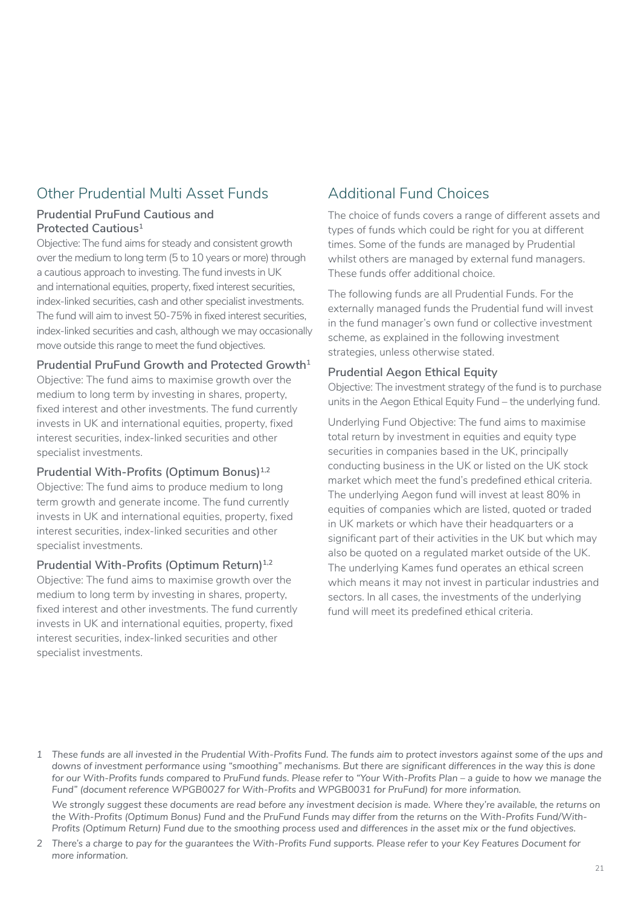## Other Prudential Multi Asset Funds

### Prudential PruFund Cautious and Protected Cautious[1]

Objective: The fund aims for steady and consistent growth over the medium to long term (5 to 10 years or more) through a cautious approach to investing. The fund invests in UK and international equities, property, fixed interest securities, index-linked securities, cash and other specialist investments. The fund will aim to invest 50-75% in fixed interest securities, index-linked securities and cash, although we may occasionally move outside this range to meet the fund objectives.

### Prudential PruFund Growth and Protected Growth[1]

Objective: The fund aims to maximise growth over the medium to long term by investing in shares, property, fixed interest and other investments. The fund currently invests in UK and international equities, property, fixed interest securities, index-linked securities and other specialist investments.

### Prudential With-Profits (Optimum Bonus)[1,2]

Objective: The fund aims to produce medium to long term growth and generate income. The fund currently invests in UK and international equities, property, fixed interest securities, index-linked securities and other specialist investments.

### Prudential With-Profits (Optimum Return)[1,2]

Objective: The fund aims to maximise growth over the medium to long term by investing in shares, property, fixed interest and other investments. The fund currently invests in UK and international equities, property, fixed interest securities, index-linked securities and other specialist investments.

## Additional Fund Choices

The choice of funds covers a range of different assets and types of funds which could be right for you at different times. Some of the funds are managed by Prudential whilst others are managed by external fund managers. These funds offer additional choice.

The following funds are all Prudential Funds. For the externally managed funds the Prudential fund will invest in the fund manager's own fund or collective investment scheme, as explained in the following investment strategies, unless otherwise stated.

### Prudential Aegon Ethical Equity

Objective: The investment strategy of the fund is to purchase units in the Aegon Ethical Equity Fund – the underlying fund.

Underlying Fund Objective: The fund aims to maximise total return by investment in equities and equity type securities in companies based in the UK, principally conducting business in the UK or listed on the UK stock market which meet the fund's predefined ethical criteria. The underlying Aegon fund will invest at least 80% in equities of companies which are listed, quoted or traded in UK markets or which have their headquarters or a significant part of their activities in the UK but which may also be quoted on a regulated market outside of the UK. The underlying Kames fund operates an ethical screen which means it may not invest in particular industries and sectors. In all cases, the investments of the underlying fund will meet its predefined ethical criteria.

---

1 *These funds are all invested in the Prudential With-Profits Fund. The funds aim to protect investors against some of the ups and downs of investment performance using "smoothing" mechanisms. But there are significant differences in the way this is done for our With-Profits funds compared to PruFund funds. Please refer to "Your With-Profits Plan – a guide to how we manage the Fund" (document reference WPGB0027 for With-Profits and WPGB0031 for PruFund) for more information.*

*We strongly suggest these documents are read before any investment decision is made. Where they're available, the returns on the With-Profits (Optimum Bonus) Fund and the PruFund Funds may differ from the returns on the With-Profits Fund/With-Profits (Optimum Return) Fund due to the smoothing process used and differences in the asset mix or the fund objectives.*

2 *There's a charge to pay for the guarantees the With-Profits Fund supports. Please refer to your Key Features Document for more information.*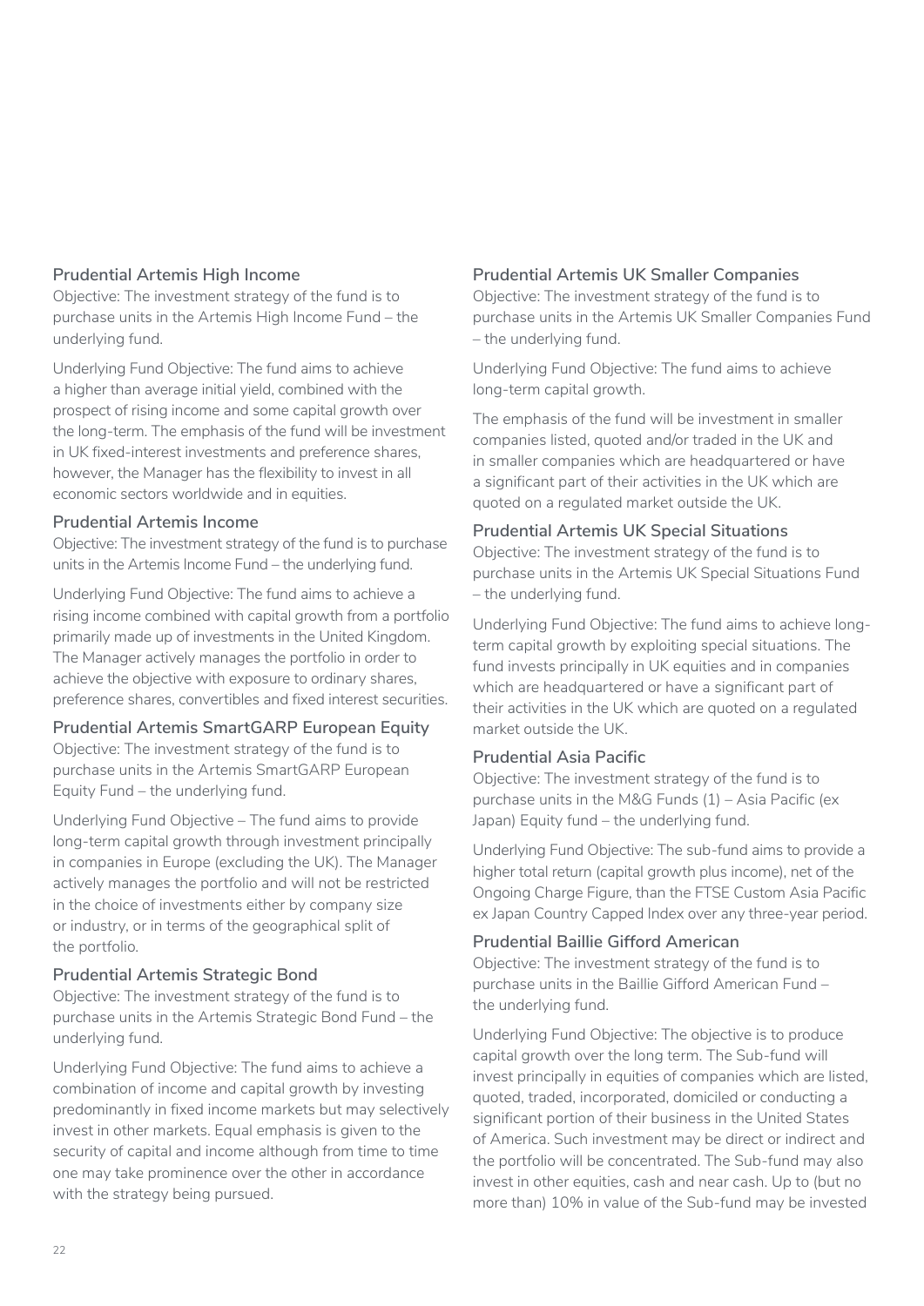### Prudential Artemis High Income

Objective: The investment strategy of the fund is to purchase units in the Artemis High Income Fund – the underlying fund.

Underlying Fund Objective: The fund aims to achieve a higher than average initial yield, combined with the prospect of rising income and some capital growth over the long-term. The emphasis of the fund will be investment in UK fixed-interest investments and preference shares, however, the Manager has the flexibility to invest in all economic sectors worldwide and in equities.

### Prudential Artemis Income

Objective: The investment strategy of the fund is to purchase units in the Artemis Income Fund – the underlying fund.

Underlying Fund Objective: The fund aims to achieve a rising income combined with capital growth from a portfolio primarily made up of investments in the United Kingdom. The Manager actively manages the portfolio in order to achieve the objective with exposure to ordinary shares, preference shares, convertibles and fixed interest securities.

### Prudential Artemis SmartGARP European Equity

Objective: The investment strategy of the fund is to purchase units in the Artemis SmartGARP European Equity Fund – the underlying fund.

Underlying Fund Objective – The fund aims to provide long-term capital growth through investment principally in companies in Europe (excluding the UK). The Manager actively manages the portfolio and will not be restricted in the choice of investments either by company size or industry, or in terms of the geographical split of the portfolio.

### Prudential Artemis Strategic Bond

Objective: The investment strategy of the fund is to purchase units in the Artemis Strategic Bond Fund – the underlying fund.

Underlying Fund Objective: The fund aims to achieve a combination of income and capital growth by investing predominantly in fixed income markets but may selectively invest in other markets. Equal emphasis is given to the security of capital and income although from time to time one may take prominence over the other in accordance with the strategy being pursued.

### Prudential Artemis UK Smaller Companies

Objective: The investment strategy of the fund is to purchase units in the Artemis UK Smaller Companies Fund – the underlying fund.

Underlying Fund Objective: The fund aims to achieve long-term capital growth.

The emphasis of the fund will be investment in smaller companies listed, quoted and/or traded in the UK and in smaller companies which are headquartered or have a significant part of their activities in the UK which are quoted on a regulated market outside the UK.

### Prudential Artemis UK Special Situations

Objective: The investment strategy of the fund is to purchase units in the Artemis UK Special Situations Fund – the underlying fund.

Underlying Fund Objective: The fund aims to achieve long-term capital growth by exploiting special situations. The fund invests principally in UK equities and in companies which are headquartered or have a significant part of their activities in the UK which are quoted on a regulated market outside the UK.

### Prudential Asia Pacific

Objective: The investment strategy of the fund is to purchase units in the M&G Funds (1) – Asia Pacific (ex Japan) Equity fund – the underlying fund.

Underlying Fund Objective: The sub-fund aims to provide a higher total return (capital growth plus income), net of the Ongoing Charge Figure, than the FTSE Custom Asia Pacific ex Japan Country Capped Index over any three-year period.

### Prudential Baillie Gifford American

Objective: The investment strategy of the fund is to purchase units in the Baillie Gifford American Fund – the underlying fund.

Underlying Fund Objective: The objective is to produce capital growth over the long term. The Sub-fund will invest principally in equities of companies which are listed, quoted, traded, incorporated, domiciled or conducting a significant portion of their business in the United States of America. Such investment may be direct or indirect and the portfolio will be concentrated. The Sub-fund may also invest in other equities, cash and near cash. Up to (but no more than) 10% in value of the Sub-fund may be invested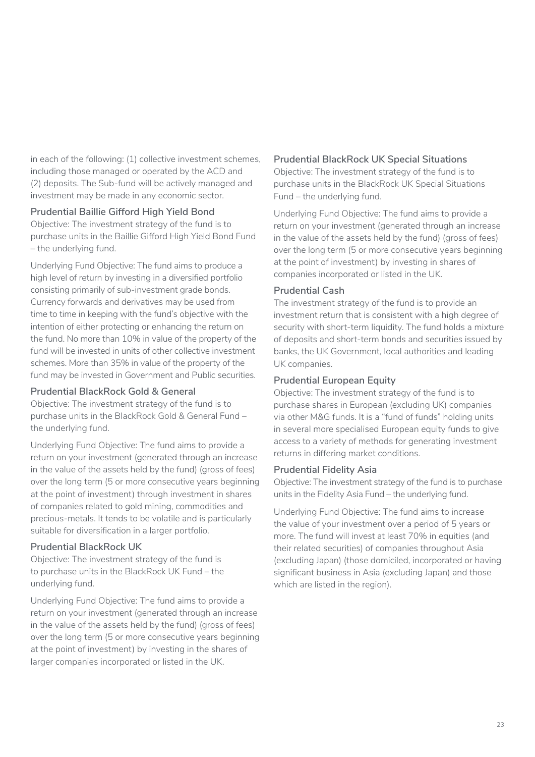in each of the following: (1) collective investment schemes, including those managed or operated by the ACD and (2) deposits. The Sub-fund will be actively managed and investment may be made in any economic sector.

### Prudential Baillie Gifford High Yield Bond

Objective: The investment strategy of the fund is to purchase units in the Baillie Gifford High Yield Bond Fund – the underlying fund.

Underlying Fund Objective: The fund aims to produce a high level of return by investing in a diversified portfolio consisting primarily of sub-investment grade bonds. Currency forwards and derivatives may be used from time to time in keeping with the fund's objective with the intention of either protecting or enhancing the return on the fund. No more than 10% in value of the property of the fund will be invested in units of other collective investment schemes. More than 35% in value of the property of the fund may be invested in Government and Public securities.

### Prudential BlackRock Gold & General

Objective: The investment strategy of the fund is to purchase units in the BlackRock Gold & General Fund – the underlying fund.

Underlying Fund Objective: The fund aims to provide a return on your investment (generated through an increase in the value of the assets held by the fund) (gross of fees) over the long term (5 or more consecutive years beginning at the point of investment) through investment in shares of companies related to gold mining, commodities and precious-metals. It tends to be volatile and is particularly suitable for diversification in a larger portfolio.

### Prudential BlackRock UK

Objective: The investment strategy of the fund is to purchase units in the BlackRock UK Fund – the underlying fund.

Underlying Fund Objective: The fund aims to provide a return on your investment (generated through an increase in the value of the assets held by the fund) (gross of fees) over the long term (5 or more consecutive years beginning at the point of investment) by investing in the shares of larger companies incorporated or listed in the UK.

### Prudential BlackRock UK Special Situations

Objective: The investment strategy of the fund is to purchase units in the BlackRock UK Special Situations Fund – the underlying fund.

Underlying Fund Objective: The fund aims to provide a return on your investment (generated through an increase in the value of the assets held by the fund) (gross of fees) over the long term (5 or more consecutive years beginning at the point of investment) by investing in shares of companies incorporated or listed in the UK.

### Prudential Cash

The investment strategy of the fund is to provide an investment return that is consistent with a high degree of security with short-term liquidity. The fund holds a mixture of deposits and short-term bonds and securities issued by banks, the UK Government, local authorities and leading UK companies.

### Prudential European Equity

Objective: The investment strategy of the fund is to purchase shares in European (excluding UK) companies via other M&G funds. It is a "fund of funds" holding units in several more specialised European equity funds to give access to a variety of methods for generating investment returns in differing market conditions.

### Prudential Fidelity Asia

Objective: The investment strategy of the fund is to purchase units in the Fidelity Asia Fund – the underlying fund.

Underlying Fund Objective: The fund aims to increase the value of your investment over a period of 5 years or more. The fund will invest at least 70% in equities (and their related securities) of companies throughout Asia (excluding Japan) (those domiciled, incorporated or having significant business in Asia (excluding Japan) and those which are listed in the region).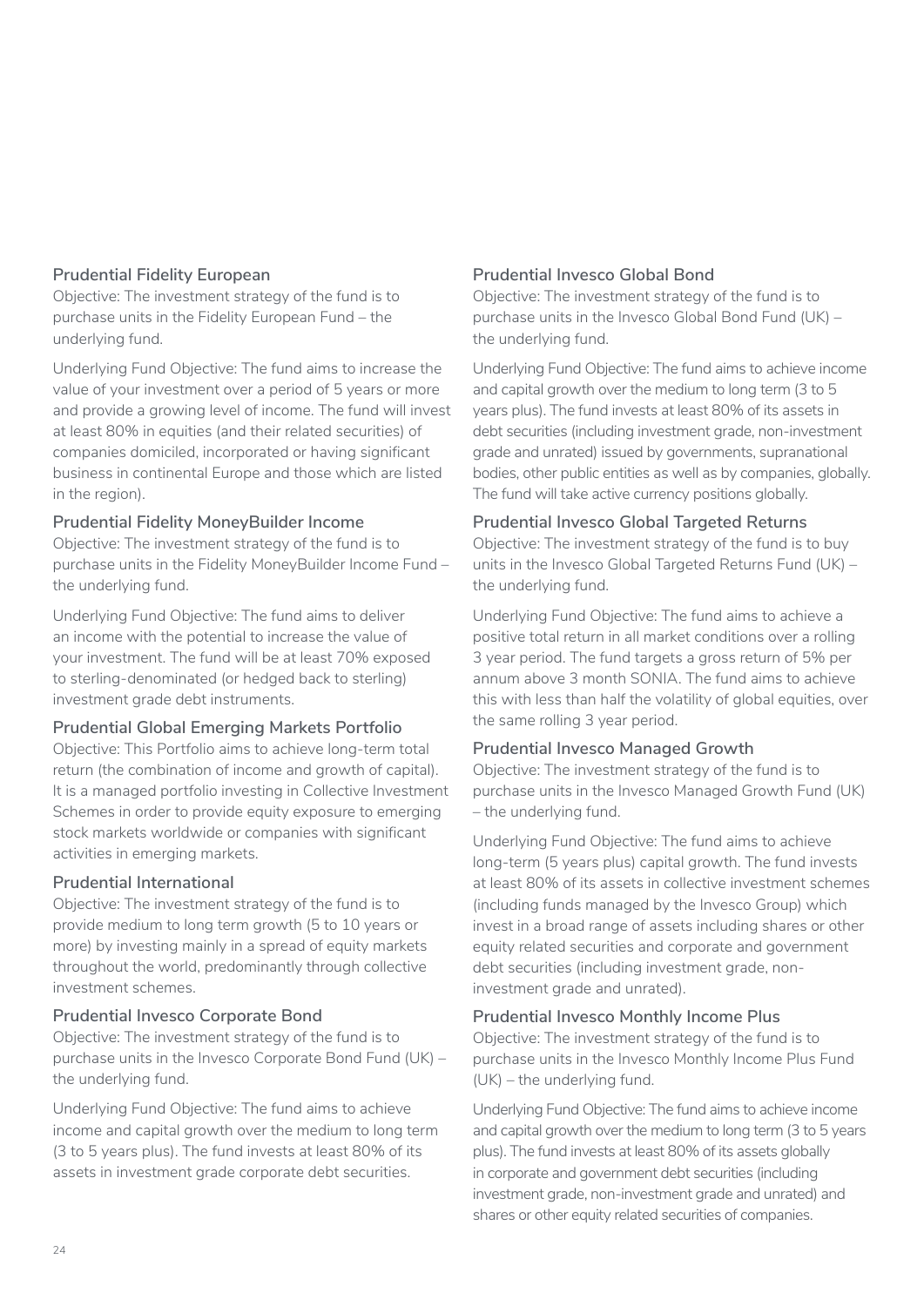### Prudential Fidelity European

Objective: The investment strategy of the fund is to purchase units in the Fidelity European Fund – the underlying fund.

Underlying Fund Objective: The fund aims to increase the value of your investment over a period of 5 years or more and provide a growing level of income. The fund will invest at least 80% in equities (and their related securities) of companies domiciled, incorporated or having significant business in continental Europe and those which are listed in the region).

### Prudential Fidelity MoneyBuilder Income

Objective: The investment strategy of the fund is to purchase units in the Fidelity MoneyBuilder Income Fund – the underlying fund.

Underlying Fund Objective: The fund aims to deliver an income with the potential to increase the value of your investment. The fund will be at least 70% exposed to sterling-denominated (or hedged back to sterling) investment grade debt instruments.

### Prudential Global Emerging Markets Portfolio

Objective: This Portfolio aims to achieve long-term total return (the combination of income and growth of capital). It is a managed portfolio investing in Collective Investment Schemes in order to provide equity exposure to emerging stock markets worldwide or companies with significant activities in emerging markets.

### Prudential International

Objective: The investment strategy of the fund is to provide medium to long term growth (5 to 10 years or more) by investing mainly in a spread of equity markets throughout the world, predominantly through collective investment schemes.

### Prudential Invesco Corporate Bond

Objective: The investment strategy of the fund is to purchase units in the Invesco Corporate Bond Fund (UK) – the underlying fund.

Underlying Fund Objective: The fund aims to achieve income and capital growth over the medium to long term (3 to 5 years plus). The fund invests at least 80% of its assets in investment grade corporate debt securities.

### Prudential Invesco Global Bond

Objective: The investment strategy of the fund is to purchase units in the Invesco Global Bond Fund (UK) – the underlying fund.

Underlying Fund Objective: The fund aims to achieve income and capital growth over the medium to long term (3 to 5 years plus). The fund invests at least 80% of its assets in debt securities (including investment grade, non-investment grade and unrated) issued by governments, supranational bodies, other public entities as well as by companies, globally. The fund will take active currency positions globally.

### Prudential Invesco Global Targeted Returns

Objective: The investment strategy of the fund is to buy units in the Invesco Global Targeted Returns Fund (UK) – the underlying fund.

Underlying Fund Objective: The fund aims to achieve a positive total return in all market conditions over a rolling 3 year period. The fund targets a gross return of 5% per annum above 3 month SONIA. The fund aims to achieve this with less than half the volatility of global equities, over the same rolling 3 year period.

### Prudential Invesco Managed Growth

Objective: The investment strategy of the fund is to purchase units in the Invesco Managed Growth Fund (UK) – the underlying fund.

Underlying Fund Objective: The fund aims to achieve long-term (5 years plus) capital growth. The fund invests at least 80% of its assets in collective investment schemes (including funds managed by the Invesco Group) which invest in a broad range of assets including shares or other equity related securities and corporate and government debt securities (including investment grade, non-investment grade and unrated).

### Prudential Invesco Monthly Income Plus

Objective: The investment strategy of the fund is to purchase units in the Invesco Monthly Income Plus Fund (UK) – the underlying fund.

Underlying Fund Objective: The fund aims to achieve income and capital growth over the medium to long term (3 to 5 years plus). The fund invests at least 80% of its assets globally in corporate and government debt securities (including investment grade, non-investment grade and unrated) and shares or other equity related securities of companies.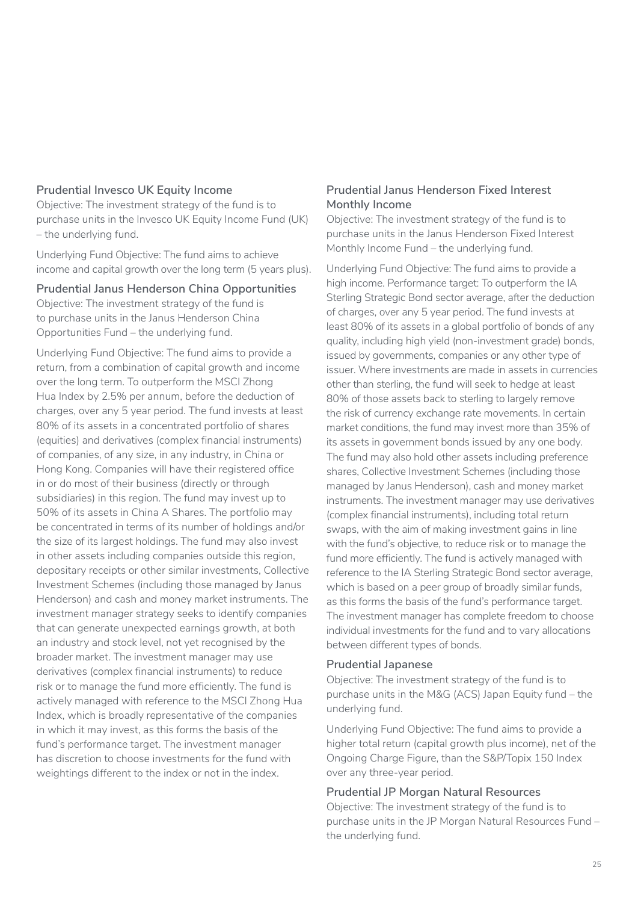### Prudential Invesco UK Equity Income

Objective: The investment strategy of the fund is to purchase units in the Invesco UK Equity Income Fund (UK) – the underlying fund.

Underlying Fund Objective: The fund aims to achieve income and capital growth over the long term (5 years plus).

### Prudential Janus Henderson China Opportunities

Objective: The investment strategy of the fund is to purchase units in the Janus Henderson China Opportunities Fund – the underlying fund.

Underlying Fund Objective: The fund aims to provide a return, from a combination of capital growth and income over the long term. To outperform the MSCI Zhong Hua Index by 2.5% per annum, before the deduction of charges, over any 5 year period. The fund invests at least 80% of its assets in a concentrated portfolio of shares (equities) and derivatives (complex financial instruments) of companies, of any size, in any industry, in China or Hong Kong. Companies will have their registered office in or do most of their business (directly or through subsidiaries) in this region. The fund may invest up to 50% of its assets in China A Shares. The portfolio may be concentrated in terms of its number of holdings and/or the size of its largest holdings. The fund may also invest in other assets including companies outside this region, depositary receipts or other similar investments, Collective Investment Schemes (including those managed by Janus Henderson) and cash and money market instruments. The investment manager strategy seeks to identify companies that can generate unexpected earnings growth, at both an industry and stock level, not yet recognised by the broader market. The investment manager may use derivatives (complex financial instruments) to reduce risk or to manage the fund more efficiently. The fund is actively managed with reference to the MSCI Zhong Hua Index, which is broadly representative of the companies in which it may invest, as this forms the basis of the fund's performance target. The investment manager has discretion to choose investments for the fund with weightings different to the index or not in the index.

### Prudential Janus Henderson Fixed Interest Monthly Income

Objective: The investment strategy of the fund is to purchase units in the Janus Henderson Fixed Interest Monthly Income Fund – the underlying fund.

Underlying Fund Objective: The fund aims to provide a high income. Performance target: To outperform the IA Sterling Strategic Bond sector average, after the deduction of charges, over any 5 year period. The fund invests at least 80% of its assets in a global portfolio of bonds of any quality, including high yield (non-investment grade) bonds, issued by governments, companies or any other type of issuer. Where investments are made in assets in currencies other than sterling, the fund will seek to hedge at least 80% of those assets back to sterling to largely remove the risk of currency exchange rate movements. In certain market conditions, the fund may invest more than 35% of its assets in government bonds issued by any one body. The fund may also hold other assets including preference shares, Collective Investment Schemes (including those managed by Janus Henderson), cash and money market instruments. The investment manager may use derivatives (complex financial instruments), including total return swaps, with the aim of making investment gains in line with the fund's objective, to reduce risk or to manage the fund more efficiently. The fund is actively managed with reference to the IA Sterling Strategic Bond sector average, which is based on a peer group of broadly similar funds, as this forms the basis of the fund's performance target. The investment manager has complete freedom to choose individual investments for the fund and to vary allocations between different types of bonds.

### Prudential Japanese

Objective: The investment strategy of the fund is to purchase units in the M&G (ACS) Japan Equity fund – the underlying fund.

Underlying Fund Objective: The fund aims to provide a higher total return (capital growth plus income), net of the Ongoing Charge Figure, than the S&P/Topix 150 Index over any three-year period.

### Prudential JP Morgan Natural Resources

Objective: The investment strategy of the fund is to purchase units in the JP Morgan Natural Resources Fund – the underlying fund.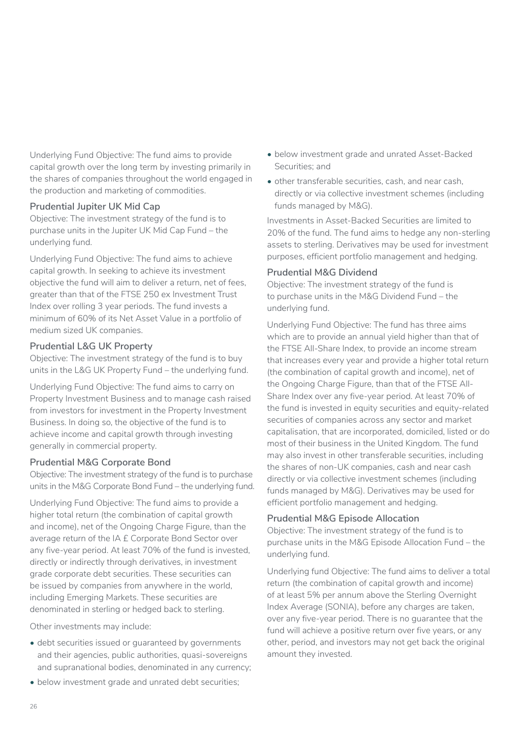Underlying Fund Objective: The fund aims to provide capital growth over the long term by investing primarily in the shares of companies throughout the world engaged in the production and marketing of commodities.

### Prudential Jupiter UK Mid Cap

Objective: The investment strategy of the fund is to purchase units in the Jupiter UK Mid Cap Fund – the underlying fund.

Underlying Fund Objective: The fund aims to achieve capital growth. In seeking to achieve its investment objective the fund will aim to deliver a return, net of fees, greater than that of the FTSE 250 ex Investment Trust Index over rolling 3 year periods. The fund invests a minimum of 60% of its Net Asset Value in a portfolio of medium sized UK companies.

### Prudential L&G UK Property

Objective: The investment strategy of the fund is to buy units in the L&G UK Property Fund – the underlying fund.

Underlying Fund Objective: The fund aims to carry on Property Investment Business and to manage cash raised from investors for investment in the Property Investment Business. In doing so, the objective of the fund is to achieve income and capital growth through investing generally in commercial property.

### Prudential M&G Corporate Bond

Objective: The investment strategy of the fund is to purchase units in the M&G Corporate Bond Fund – the underlying fund.

Underlying Fund Objective: The fund aims to provide a higher total return (the combination of capital growth and income), net of the Ongoing Charge Figure, than the average return of the IA £ Corporate Bond Sector over any five-year period. At least 70% of the fund is invested, directly or indirectly through derivatives, in investment grade corporate debt securities. These securities can be issued by companies from anywhere in the world, including Emerging Markets. These securities are denominated in sterling or hedged back to sterling.

Other investments may include:

- debt securities issued or guaranteed by governments and their agencies, public authorities, quasi-sovereigns and supranational bodies, denominated in any currency;
- below investment grade and unrated debt securities;
- below investment grade and unrated Asset-Backed Securities; and
- other transferable securities, cash, and near cash, directly or via collective investment schemes (including funds managed by M&G).

Investments in Asset-Backed Securities are limited to 20% of the fund. The fund aims to hedge any non-sterling assets to sterling. Derivatives may be used for investment purposes, efficient portfolio management and hedging.

### Prudential M&G Dividend

Objective: The investment strategy of the fund is to purchase units in the M&G Dividend Fund – the underlying fund.

Underlying Fund Objective: The fund has three aims which are to provide an annual yield higher than that of the FTSE All-Share Index, to provide an income stream that increases every year and provide a higher total return (the combination of capital growth and income), net of the Ongoing Charge Figure, than that of the FTSE All-Share Index over any five-year period. At least 70% of the fund is invested in equity securities and equity-related securities of companies across any sector and market capitalisation, that are incorporated, domiciled, listed or do most of their business in the United Kingdom. The fund may also invest in other transferable securities, including the shares of non-UK companies, cash and near cash directly or via collective investment schemes (including funds managed by M&G). Derivatives may be used for efficient portfolio management and hedging.

### Prudential M&G Episode Allocation

Objective: The investment strategy of the fund is to purchase units in the M&G Episode Allocation Fund – the underlying fund.

Underlying fund Objective: The fund aims to deliver a total return (the combination of capital growth and income) of at least 5% per annum above the Sterling Overnight Index Average (SONIA), before any charges are taken, over any five-year period. There is no guarantee that the fund will achieve a positive return over five years, or any other, period, and investors may not get back the original amount they invested.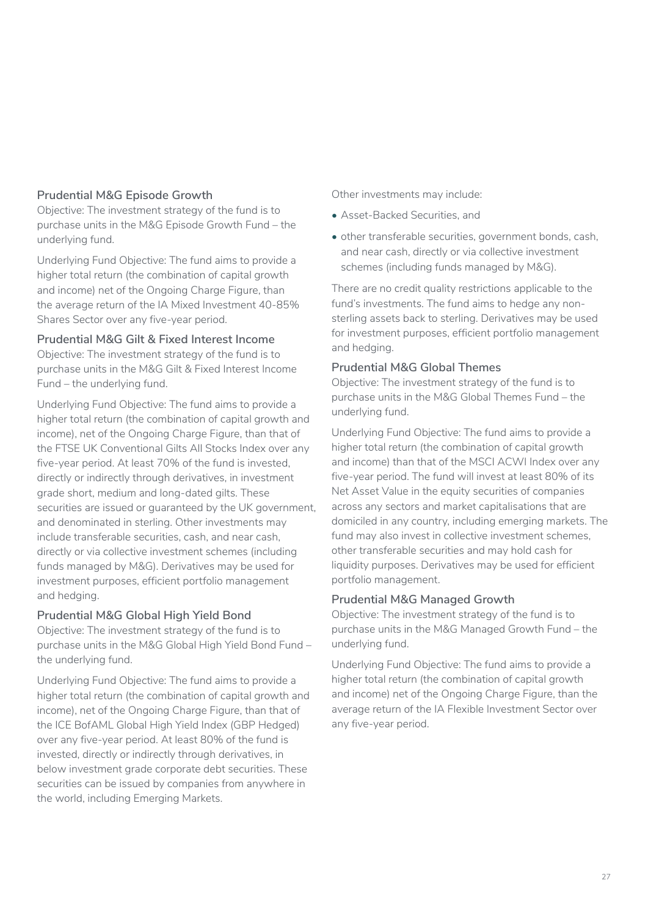### Prudential M&G Episode Growth

Objective: The investment strategy of the fund is to purchase units in the M&G Episode Growth Fund – the underlying fund.

Underlying Fund Objective: The fund aims to provide a higher total return (the combination of capital growth and income) net of the Ongoing Charge Figure, than the average return of the IA Mixed Investment 40-85% Shares Sector over any five-year period.

### Prudential M&G Gilt & Fixed Interest Income

Objective: The investment strategy of the fund is to purchase units in the M&G Gilt & Fixed Interest Income Fund – the underlying fund.

Underlying Fund Objective: The fund aims to provide a higher total return (the combination of capital growth and income), net of the Ongoing Charge Figure, than that of the FTSE UK Conventional Gilts All Stocks Index over any five-year period. At least 70% of the fund is invested, directly or indirectly through derivatives, in investment grade short, medium and long-dated gilts. These securities are issued or guaranteed by the UK government, and denominated in sterling. Other investments may include transferable securities, cash, and near cash, directly or via collective investment schemes (including funds managed by M&G). Derivatives may be used for investment purposes, efficient portfolio management and hedging.

### Prudential M&G Global High Yield Bond

Objective: The investment strategy of the fund is to purchase units in the M&G Global High Yield Bond Fund – the underlying fund.

Underlying Fund Objective: The fund aims to provide a higher total return (the combination of capital growth and income), net of the Ongoing Charge Figure, than that of the ICE BofAML Global High Yield Index (GBP Hedged) over any five-year period. At least 80% of the fund is invested, directly or indirectly through derivatives, in below investment grade corporate debt securities. These securities can be issued by companies from anywhere in the world, including Emerging Markets.

Other investments may include:

- Asset-Backed Securities, and
- other transferable securities, government bonds, cash, and near cash, directly or via collective investment schemes (including funds managed by M&G).

There are no credit quality restrictions applicable to the fund's investments. The fund aims to hedge any non-sterling assets back to sterling. Derivatives may be used for investment purposes, efficient portfolio management and hedging.

### Prudential M&G Global Themes

Objective: The investment strategy of the fund is to purchase units in the M&G Global Themes Fund – the underlying fund.

Underlying Fund Objective: The fund aims to provide a higher total return (the combination of capital growth and income) than that of the MSCI ACWI Index over any five-year period. The fund will invest at least 80% of its Net Asset Value in the equity securities of companies across any sectors and market capitalisations that are domiciled in any country, including emerging markets. The fund may also invest in collective investment schemes, other transferable securities and may hold cash for liquidity purposes. Derivatives may be used for efficient portfolio management.

### Prudential M&G Managed Growth

Objective: The investment strategy of the fund is to purchase units in the M&G Managed Growth Fund – the underlying fund.

Underlying Fund Objective: The fund aims to provide a higher total return (the combination of capital growth and income) net of the Ongoing Charge Figure, than the average return of the IA Flexible Investment Sector over any five-year period.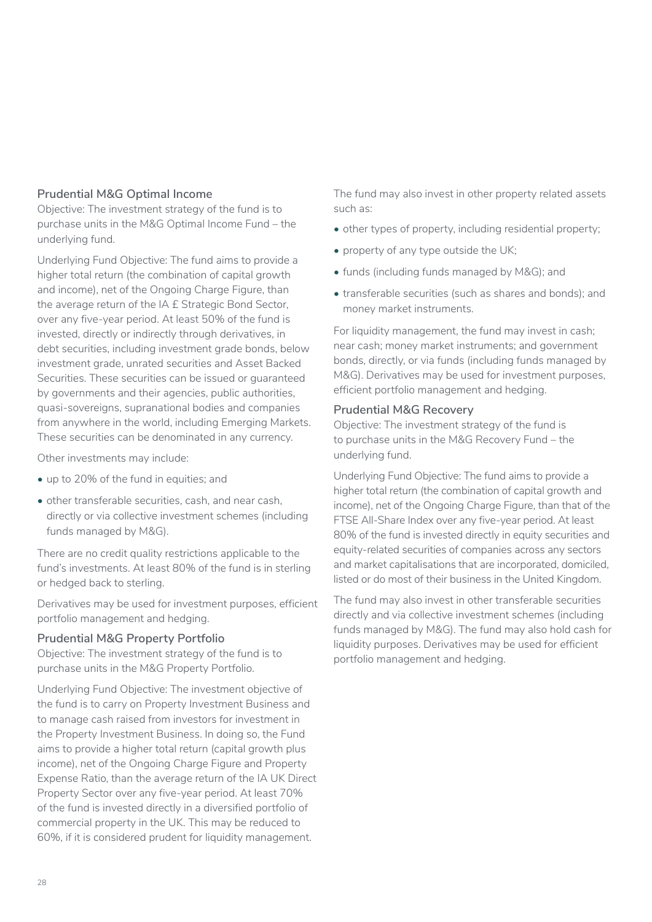### Prudential M&G Optimal Income

Objective: The investment strategy of the fund is to purchase units in the M&G Optimal Income Fund – the underlying fund.

Underlying Fund Objective: The fund aims to provide a higher total return (the combination of capital growth and income), net of the Ongoing Charge Figure, than the average return of the IA £ Strategic Bond Sector, over any five-year period. At least 50% of the fund is invested, directly or indirectly through derivatives, in debt securities, including investment grade bonds, below investment grade, unrated securities and Asset Backed Securities. These securities can be issued or guaranteed by governments and their agencies, public authorities, quasi-sovereigns, supranational bodies and companies from anywhere in the world, including Emerging Markets. These securities can be denominated in any currency.

Other investments may include:

- up to 20% of the fund in equities; and
- other transferable securities, cash, and near cash, directly or via collective investment schemes (including funds managed by M&G).

There are no credit quality restrictions applicable to the fund's investments. At least 80% of the fund is in sterling or hedged back to sterling.

Derivatives may be used for investment purposes, efficient portfolio management and hedging.

### Prudential M&G Property Portfolio

Objective: The investment strategy of the fund is to purchase units in the M&G Property Portfolio.

Underlying Fund Objective: The investment objective of the fund is to carry on Property Investment Business and to manage cash raised from investors for investment in the Property Investment Business. In doing so, the Fund aims to provide a higher total return (capital growth plus income), net of the Ongoing Charge Figure and Property Expense Ratio, than the average return of the IA UK Direct Property Sector over any five-year period. At least 70% of the fund is invested directly in a diversified portfolio of commercial property in the UK. This may be reduced to 60%, if it is considered prudent for liquidity management.

The fund may also invest in other property related assets such as:

- other types of property, including residential property;
- property of any type outside the UK;
- funds (including funds managed by M&G); and
- transferable securities (such as shares and bonds); and money market instruments.

For liquidity management, the fund may invest in cash; near cash; money market instruments; and government bonds, directly, or via funds (including funds managed by M&G). Derivatives may be used for investment purposes, efficient portfolio management and hedging.

### Prudential M&G Recovery

Objective: The investment strategy of the fund is to purchase units in the M&G Recovery Fund – the underlying fund.

Underlying Fund Objective: The fund aims to provide a higher total return (the combination of capital growth and income), net of the Ongoing Charge Figure, than that of the FTSE All-Share Index over any five-year period. At least 80% of the fund is invested directly in equity securities and equity-related securities of companies across any sectors and market capitalisations that are incorporated, domiciled, listed or do most of their business in the United Kingdom.

The fund may also invest in other transferable securities directly and via collective investment schemes (including funds managed by M&G). The fund may also hold cash for liquidity purposes. Derivatives may be used for efficient portfolio management and hedging.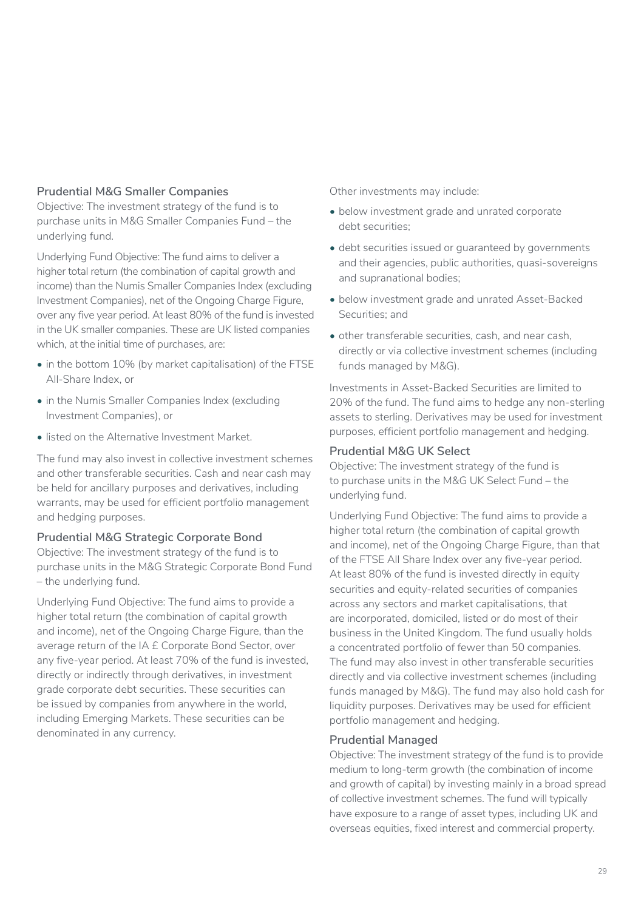### Prudential M&G Smaller Companies

Objective: The investment strategy of the fund is to purchase units in M&G Smaller Companies Fund – the underlying fund.

Underlying Fund Objective: The fund aims to deliver a higher total return (the combination of capital growth and income) than the Numis Smaller Companies Index (excluding Investment Companies), net of the Ongoing Charge Figure, over any five year period. At least 80% of the fund is invested in the UK smaller companies. These are UK listed companies which, at the initial time of purchases, are:

- in the bottom 10% (by market capitalisation) of the FTSE All-Share Index, or
- in the Numis Smaller Companies Index (excluding Investment Companies), or
- listed on the Alternative Investment Market.

The fund may also invest in collective investment schemes and other transferable securities. Cash and near cash may be held for ancillary purposes and derivatives, including warrants, may be used for efficient portfolio management and hedging purposes.

### Prudential M&G Strategic Corporate Bond

Objective: The investment strategy of the fund is to purchase units in the M&G Strategic Corporate Bond Fund – the underlying fund.

Underlying Fund Objective: The fund aims to provide a higher total return (the combination of capital growth and income), net of the Ongoing Charge Figure, than the average return of the IA £ Corporate Bond Sector, over any five-year period. At least 70% of the fund is invested, directly or indirectly through derivatives, in investment grade corporate debt securities. These securities can be issued by companies from anywhere in the world, including Emerging Markets. These securities can be denominated in any currency.

Other investments may include:

- below investment grade and unrated corporate debt securities;
- debt securities issued or guaranteed by governments and their agencies, public authorities, quasi-sovereigns and supranational bodies;
- below investment grade and unrated Asset-Backed Securities; and
- other transferable securities, cash, and near cash, directly or via collective investment schemes (including funds managed by M&G).

Investments in Asset-Backed Securities are limited to 20% of the fund. The fund aims to hedge any non-sterling assets to sterling. Derivatives may be used for investment purposes, efficient portfolio management and hedging.

### Prudential M&G UK Select

Objective: The investment strategy of the fund is to purchase units in the M&G UK Select Fund – the underlying fund.

Underlying Fund Objective: The fund aims to provide a higher total return (the combination of capital growth and income), net of the Ongoing Charge Figure, than that of the FTSE All Share Index over any five-year period. At least 80% of the fund is invested directly in equity securities and equity-related securities of companies across any sectors and market capitalisations, that are incorporated, domiciled, listed or do most of their business in the United Kingdom. The fund usually holds a concentrated portfolio of fewer than 50 companies. The fund may also invest in other transferable securities directly and via collective investment schemes (including funds managed by M&G). The fund may also hold cash for liquidity purposes. Derivatives may be used for efficient portfolio management and hedging.

### Prudential Managed

Objective: The investment strategy of the fund is to provide medium to long-term growth (the combination of income and growth of capital) by investing mainly in a broad spread of collective investment schemes. The fund will typically have exposure to a range of asset types, including UK and overseas equities, fixed interest and commercial property.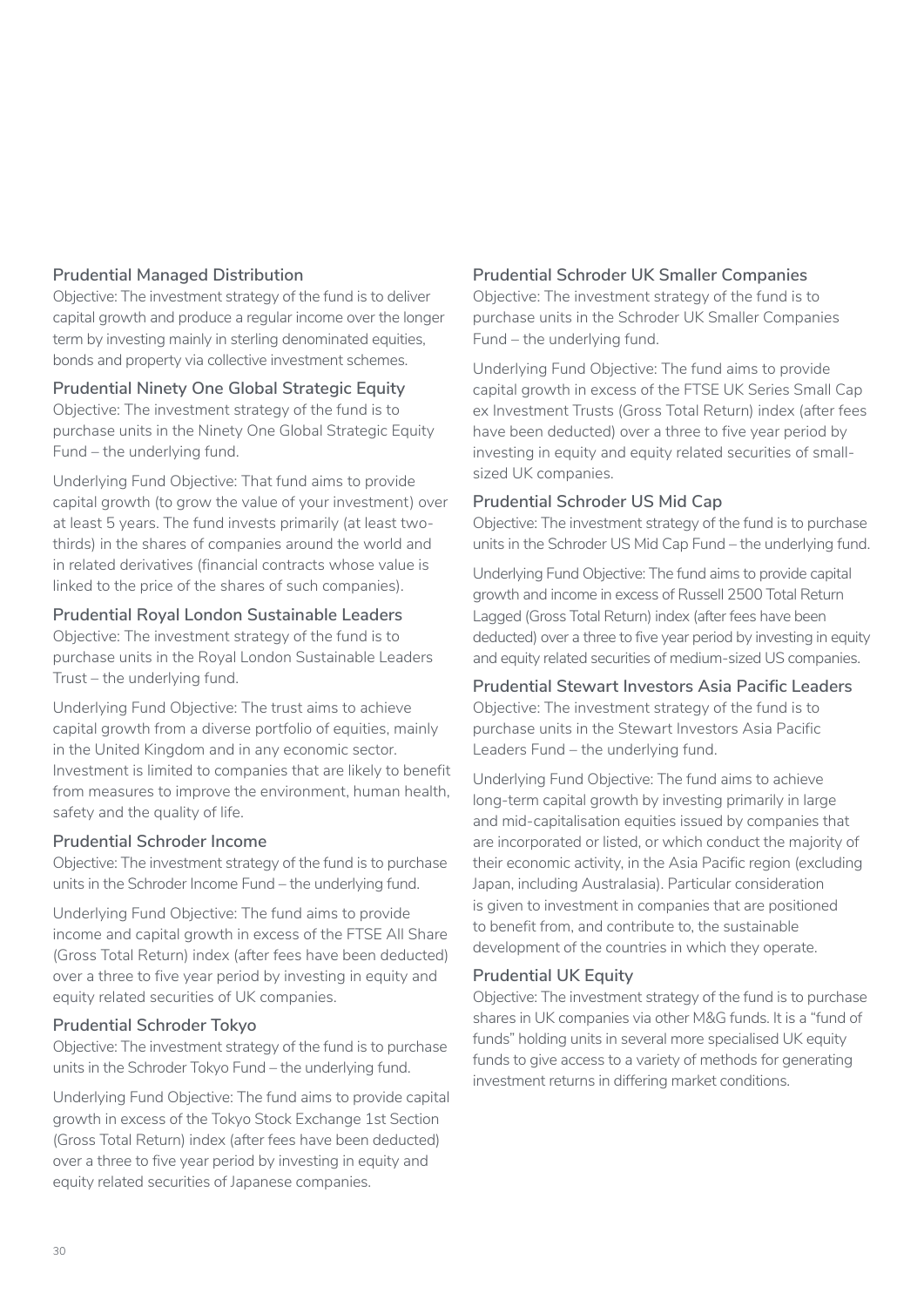### Prudential Managed Distribution

Objective: The investment strategy of the fund is to deliver capital growth and produce a regular income over the longer term by investing mainly in sterling denominated equities, bonds and property via collective investment schemes.

### Prudential Ninety One Global Strategic Equity

Objective: The investment strategy of the fund is to purchase units in the Ninety One Global Strategic Equity Fund – the underlying fund.

Underlying Fund Objective: That fund aims to provide capital growth (to grow the value of your investment) over at least 5 years. The fund invests primarily (at least two-thirds) in the shares of companies around the world and in related derivatives (financial contracts whose value is linked to the price of the shares of such companies).

### Prudential Royal London Sustainable Leaders

Objective: The investment strategy of the fund is to purchase units in the Royal London Sustainable Leaders Trust – the underlying fund.

Underlying Fund Objective: The trust aims to achieve capital growth from a diverse portfolio of equities, mainly in the United Kingdom and in any economic sector. Investment is limited to companies that are likely to benefit from measures to improve the environment, human health, safety and the quality of life.

### Prudential Schroder Income

Objective: The investment strategy of the fund is to purchase units in the Schroder Income Fund – the underlying fund.

Underlying Fund Objective: The fund aims to provide income and capital growth in excess of the FTSE All Share (Gross Total Return) index (after fees have been deducted) over a three to five year period by investing in equity and equity related securities of UK companies.

### Prudential Schroder Tokyo

Objective: The investment strategy of the fund is to purchase units in the Schroder Tokyo Fund – the underlying fund.

Underlying Fund Objective: The fund aims to provide capital growth in excess of the Tokyo Stock Exchange 1st Section (Gross Total Return) index (after fees have been deducted) over a three to five year period by investing in equity and equity related securities of Japanese companies.

### Prudential Schroder UK Smaller Companies

Objective: The investment strategy of the fund is to purchase units in the Schroder UK Smaller Companies Fund – the underlying fund.

Underlying Fund Objective: The fund aims to provide capital growth in excess of the FTSE UK Series Small Cap ex Investment Trusts (Gross Total Return) index (after fees have been deducted) over a three to five year period by investing in equity and equity related securities of small-sized UK companies.

### Prudential Schroder US Mid Cap

Objective: The investment strategy of the fund is to purchase units in the Schroder US Mid Cap Fund – the underlying fund.

Underlying Fund Objective: The fund aims to provide capital growth and income in excess of Russell 2500 Total Return Lagged (Gross Total Return) index (after fees have been deducted) over a three to five year period by investing in equity and equity related securities of medium-sized US companies.

### Prudential Stewart Investors Asia Pacific Leaders

Objective: The investment strategy of the fund is to purchase units in the Stewart Investors Asia Pacific Leaders Fund – the underlying fund.

Underlying Fund Objective: The fund aims to achieve long-term capital growth by investing primarily in large and mid-capitalisation equities issued by companies that are incorporated or listed, or which conduct the majority of their economic activity, in the Asia Pacific region (excluding Japan, including Australasia). Particular consideration is given to investment in companies that are positioned to benefit from, and contribute to, the sustainable development of the countries in which they operate.

### Prudential UK Equity

Objective: The investment strategy of the fund is to purchase shares in UK companies via other M&G funds. It is a "fund of funds" holding units in several more specialised UK equity funds to give access to a variety of methods for generating investment returns in differing market conditions.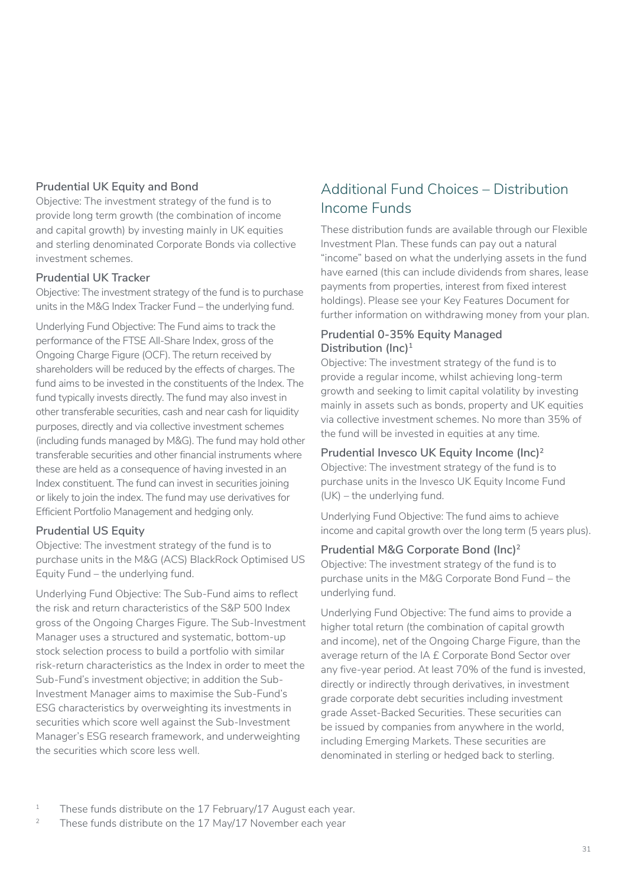### Prudential UK Equity and Bond

Objective: The investment strategy of the fund is to provide long term growth (the combination of income and capital growth) by investing mainly in UK equities and sterling denominated Corporate Bonds via collective investment schemes.

### Prudential UK Tracker

Objective: The investment strategy of the fund is to purchase units in the M&G Index Tracker Fund – the underlying fund.

Underlying Fund Objective: The Fund aims to track the performance of the FTSE All-Share Index, gross of the Ongoing Charge Figure (OCF). The return received by shareholders will be reduced by the effects of charges. The fund aims to be invested in the constituents of the Index. The fund typically invests directly. The fund may also invest in other transferable securities, cash and near cash for liquidity purposes, directly and via collective investment schemes (including funds managed by M&G). The fund may hold other transferable securities and other financial instruments where these are held as a consequence of having invested in an Index constituent. The fund can invest in securities joining or likely to join the index. The fund may use derivatives for Efficient Portfolio Management and hedging only.

### Prudential US Equity

Objective: The investment strategy of the fund is to purchase units in the M&G (ACS) BlackRock Optimised US Equity Fund – the underlying fund.

Underlying Fund Objective: The Sub-Fund aims to reflect the risk and return characteristics of the S&P 500 Index gross of the Ongoing Charges Figure. The Sub-Investment Manager uses a structured and systematic, bottom-up stock selection process to build a portfolio with similar risk-return characteristics as the Index in order to meet the Sub-Fund's investment objective; in addition the Sub-Investment Manager aims to maximise the Sub-Fund's ESG characteristics by overweighting its investments in securities which score well against the Sub-Investment Manager's ESG research framework, and underweighting the securities which score less well.

## Additional Fund Choices – Distribution Income Funds

These distribution funds are available through our Flexible Investment Plan. These funds can pay out a natural "income" based on what the underlying assets in the fund have earned (this can include dividends from shares, lease payments from properties, interest from fixed interest holdings). Please see your Key Features Document for further information on withdrawing money from your plan.

### Prudential 0-35% Equity Managed Distribution (Inc)[1]

Objective: The investment strategy of the fund is to provide a regular income, whilst achieving long-term growth and seeking to limit capital volatility by investing mainly in assets such as bonds, property and UK equities via collective investment schemes. No more than 35% of the fund will be invested in equities at any time.

### Prudential Invesco UK Equity Income (Inc)[2]

Objective: The investment strategy of the fund is to purchase units in the Invesco UK Equity Income Fund (UK) – the underlying fund.

Underlying Fund Objective: The fund aims to achieve income and capital growth over the long term (5 years plus).

### Prudential M&G Corporate Bond (Inc)[2]

Objective: The investment strategy of the fund is to purchase units in the M&G Corporate Bond Fund – the underlying fund.

Underlying Fund Objective: The fund aims to provide a higher total return (the combination of capital growth and income), net of the Ongoing Charge Figure, than the average return of the IA £ Corporate Bond Sector over any five-year period. At least 70% of the fund is invested, directly or indirectly through derivatives, in investment grade corporate debt securities including investment grade Asset-Backed Securities. These securities can be issued by companies from anywhere in the world, including Emerging Markets. These securities are denominated in sterling or hedged back to sterling.

[1] These funds distribute on the 17 February/17 August each year.

[2] These funds distribute on the 17 May/17 November each year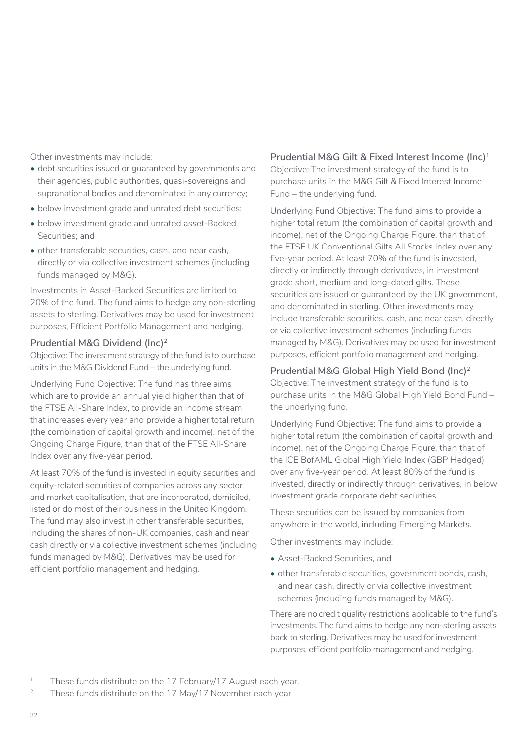Other investments may include:

- debt securities issued or guaranteed by governments and their agencies, public authorities, quasi-sovereigns and supranational bodies and denominated in any currency;
- below investment grade and unrated debt securities;
- below investment grade and unrated asset-Backed Securities; and
- other transferable securities, cash, and near cash, directly or via collective investment schemes (including funds managed by M&G).

Investments in Asset-Backed Securities are limited to 20% of the fund. The fund aims to hedge any non-sterling assets to sterling. Derivatives may be used for investment purposes, Efficient Portfolio Management and hedging.

### Prudential M&G Dividend (Inc)[2]

Objective: The investment strategy of the fund is to purchase units in the M&G Dividend Fund – the underlying fund.

Underlying Fund Objective: The fund has three aims which are to provide an annual yield higher than that of the FTSE All-Share Index, to provide an income stream that increases every year and provide a higher total return (the combination of capital growth and income), net of the Ongoing Charge Figure, than that of the FTSE All-Share Index over any five-year period.

At least 70% of the fund is invested in equity securities and equity-related securities of companies across any sector and market capitalisation, that are incorporated, domiciled, listed or do most of their business in the United Kingdom. The fund may also invest in other transferable securities, including the shares of non-UK companies, cash and near cash directly or via collective investment schemes (including funds managed by M&G). Derivatives may be used for efficient portfolio management and hedging.

### Prudential M&G Gilt & Fixed Interest Income (Inc)[1]

Objective: The investment strategy of the fund is to purchase units in the M&G Gilt & Fixed Interest Income Fund – the underlying fund.

Underlying Fund Objective: The fund aims to provide a higher total return (the combination of capital growth and income), net of the Ongoing Charge Figure, than that of the FTSE UK Conventional Gilts All Stocks Index over any five-year period. At least 70% of the fund is invested, directly or indirectly through derivatives, in investment grade short, medium and long-dated gilts. These securities are issued or guaranteed by the UK government, and denominated in sterling. Other investments may include transferable securities, cash, and near cash, directly or via collective investment schemes (including funds managed by M&G). Derivatives may be used for investment purposes, efficient portfolio management and hedging.

### Prudential M&G Global High Yield Bond (Inc)[2]

Objective: The investment strategy of the fund is to purchase units in the M&G Global High Yield Bond Fund – the underlying fund.

Underlying Fund Objective: The fund aims to provide a higher total return (the combination of capital growth and income), net of the Ongoing Charge Figure, than that of the ICE BofAML Global High Yield Index (GBP Hedged) over any five-year period. At least 80% of the fund is invested, directly or indirectly through derivatives, in below investment grade corporate debt securities.

These securities can be issued by companies from anywhere in the world, including Emerging Markets.

Other investments may include:

- Asset-Backed Securities, and
- other transferable securities, government bonds, cash, and near cash, directly or via collective investment schemes (including funds managed by M&G).

There are no credit quality restrictions applicable to the fund's investments. The fund aims to hedge any non-sterling assets back to sterling. Derivatives may be used for investment purposes, efficient portfolio management and hedging.

[1] These funds distribute on the 17 February/17 August each year.

[2] These funds distribute on the 17 May/17 November each year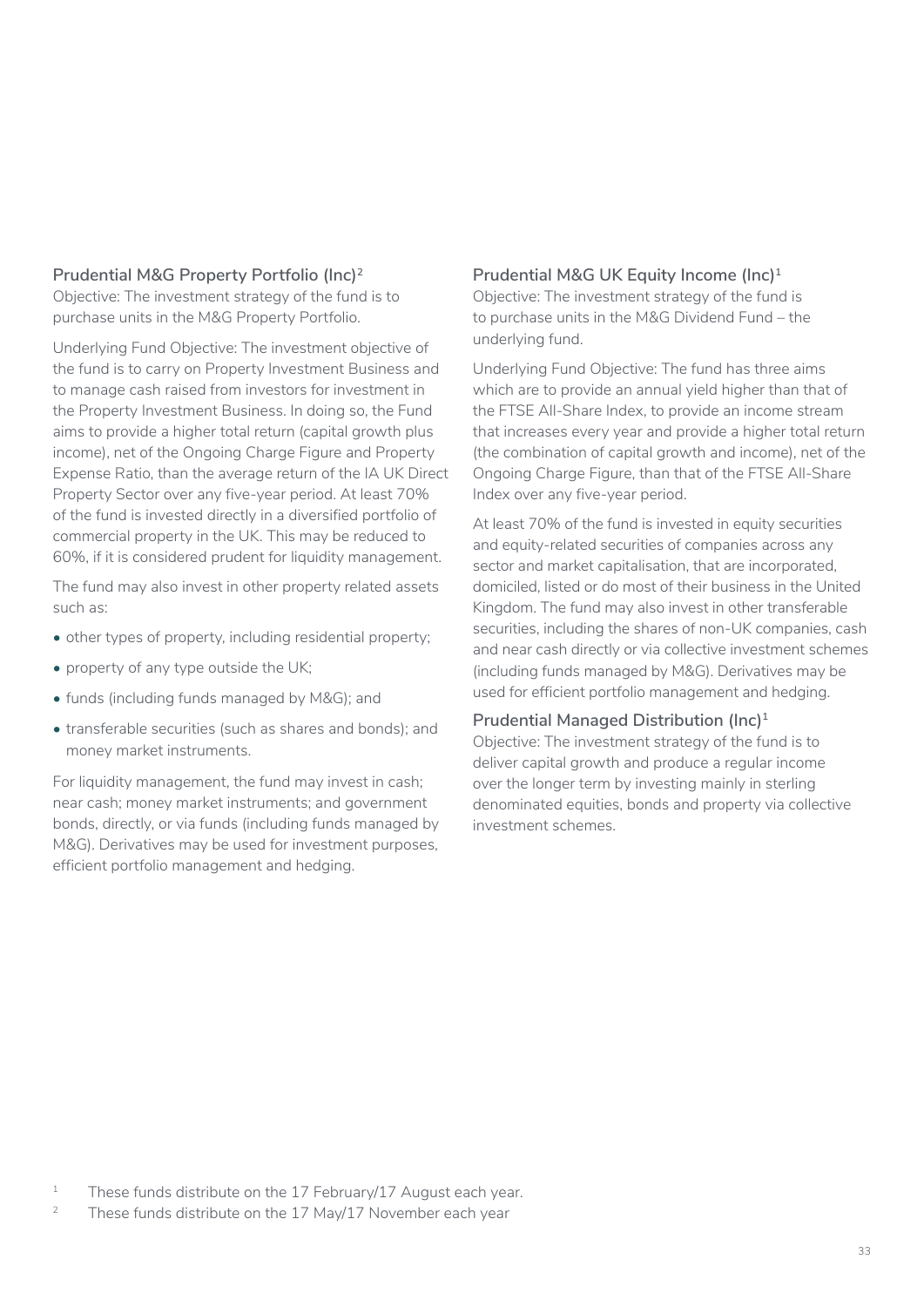### Prudential M&G Property Portfolio (Inc)[2]

Objective: The investment strategy of the fund is to purchase units in the M&G Property Portfolio.

Underlying Fund Objective: The investment objective of the fund is to carry on Property Investment Business and to manage cash raised from investors for investment in the Property Investment Business. In doing so, the Fund aims to provide a higher total return (capital growth plus income), net of the Ongoing Charge Figure and Property Expense Ratio, than the average return of the IA UK Direct Property Sector over any five-year period. At least 70% of the fund is invested directly in a diversified portfolio of commercial property in the UK. This may be reduced to 60%, if it is considered prudent for liquidity management.

The fund may also invest in other property related assets such as:

- other types of property, including residential property;
- property of any type outside the UK;
- funds (including funds managed by M&G); and
- transferable securities (such as shares and bonds); and money market instruments.

For liquidity management, the fund may invest in cash; near cash; money market instruments; and government bonds, directly, or via funds (including funds managed by M&G). Derivatives may be used for investment purposes, efficient portfolio management and hedging.

### Prudential M&G UK Equity Income (Inc)[1]

Objective: The investment strategy of the fund is to purchase units in the M&G Dividend Fund – the underlying fund.

Underlying Fund Objective: The fund has three aims which are to provide an annual yield higher than that of the FTSE All-Share Index, to provide an income stream that increases every year and provide a higher total return (the combination of capital growth and income), net of the Ongoing Charge Figure, than that of the FTSE All-Share Index over any five-year period.

At least 70% of the fund is invested in equity securities and equity-related securities of companies across any sector and market capitalisation, that are incorporated, domiciled, listed or do most of their business in the United Kingdom. The fund may also invest in other transferable securities, including the shares of non-UK companies, cash and near cash directly or via collective investment schemes (including funds managed by M&G). Derivatives may be used for efficient portfolio management and hedging.

### Prudential Managed Distribution (Inc)[1]

Objective: The investment strategy of the fund is to deliver capital growth and produce a regular income over the longer term by investing mainly in sterling denominated equities, bonds and property via collective investment schemes.

[1] These funds distribute on the 17 February/17 August each year.

[2] These funds distribute on the 17 May/17 November each year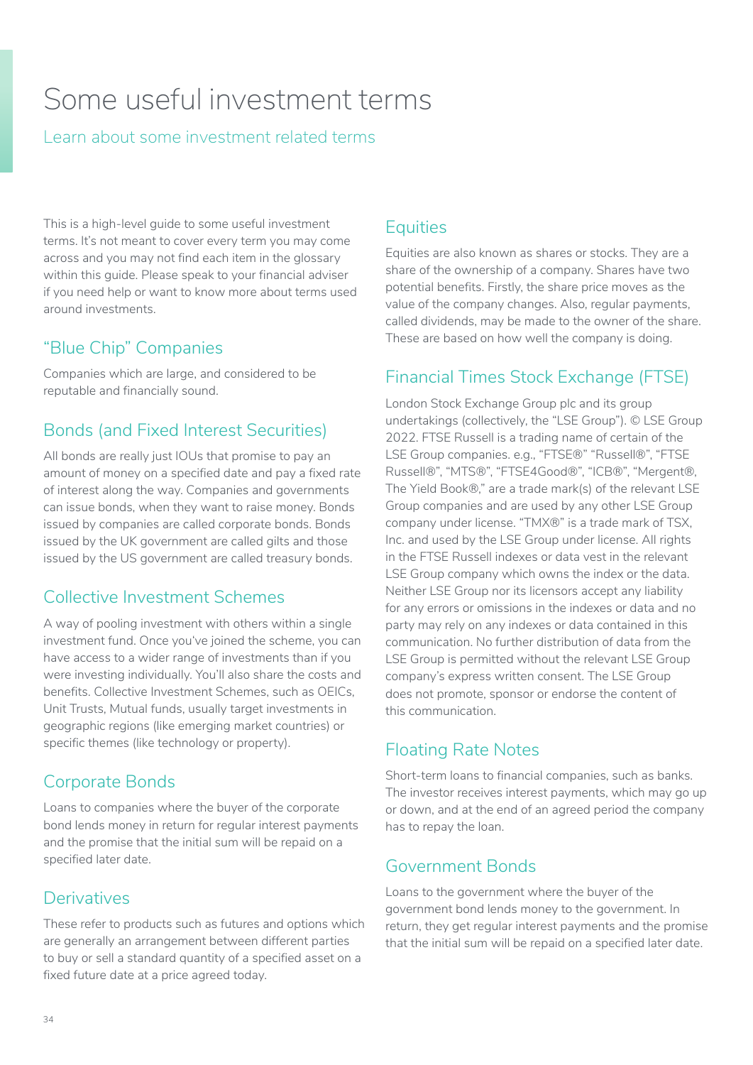# Some useful investment terms

Learn about some investment related terms

This is a high-level guide to some useful investment terms. It's not meant to cover every term you may come across and you may not find each item in the glossary within this guide. Please speak to your financial adviser if you need help or want to know more about terms used around investments.

## "Blue Chip" Companies

Companies which are large, and considered to be reputable and financially sound.

## Bonds (and Fixed Interest Securities)

All bonds are really just IOUs that promise to pay an amount of money on a specified date and pay a fixed rate of interest along the way. Companies and governments can issue bonds, when they want to raise money. Bonds issued by companies are called corporate bonds. Bonds issued by the UK government are called gilts and those issued by the US government are called treasury bonds.

## Collective Investment Schemes

A way of pooling investment with others within a single investment fund. Once you've joined the scheme, you can have access to a wider range of investments than if you were investing individually. You'll also share the costs and benefits. Collective Investment Schemes, such as OEICs, Unit Trusts, Mutual funds, usually target investments in geographic regions (like emerging market countries) or specific themes (like technology or property).

## Corporate Bonds

Loans to companies where the buyer of the corporate bond lends money in return for regular interest payments and the promise that the initial sum will be repaid on a specified later date.

## Derivatives

These refer to products such as futures and options which are generally an arrangement between different parties to buy or sell a standard quantity of a specified asset on a fixed future date at a price agreed today.

## Equities

Equities are also known as shares or stocks. They are a share of the ownership of a company. Shares have two potential benefits. Firstly, the share price moves as the value of the company changes. Also, regular payments, called dividends, may be made to the owner of the share. These are based on how well the company is doing.

## Financial Times Stock Exchange (FTSE)

London Stock Exchange Group plc and its group undertakings (collectively, the "LSE Group"). © LSE Group 2022. FTSE Russell is a trading name of certain of the LSE Group companies. e.g., "FTSE®" "Russell®", "FTSE Russell®", "MTS®", "FTSE4Good®", "ICB®", "Mergent®, The Yield Book®," are a trade mark(s) of the relevant LSE Group companies and are used by any other LSE Group company under license. "TMX®" is a trade mark of TSX, Inc. and used by the LSE Group under license. All rights in the FTSE Russell indexes or data vest in the relevant LSE Group company which owns the index or the data. Neither LSE Group nor its licensors accept any liability for any errors or omissions in the indexes or data and no party may rely on any indexes or data contained in this communication. No further distribution of data from the LSE Group is permitted without the relevant LSE Group company's express written consent. The LSE Group does not promote, sponsor or endorse the content of this communication.

## Floating Rate Notes

Short-term loans to financial companies, such as banks. The investor receives interest payments, which may go up or down, and at the end of an agreed period the company has to repay the loan.

## Government Bonds

Loans to the government where the buyer of the government bond lends money to the government. In return, they get regular interest payments and the promise that the initial sum will be repaid on a specified later date.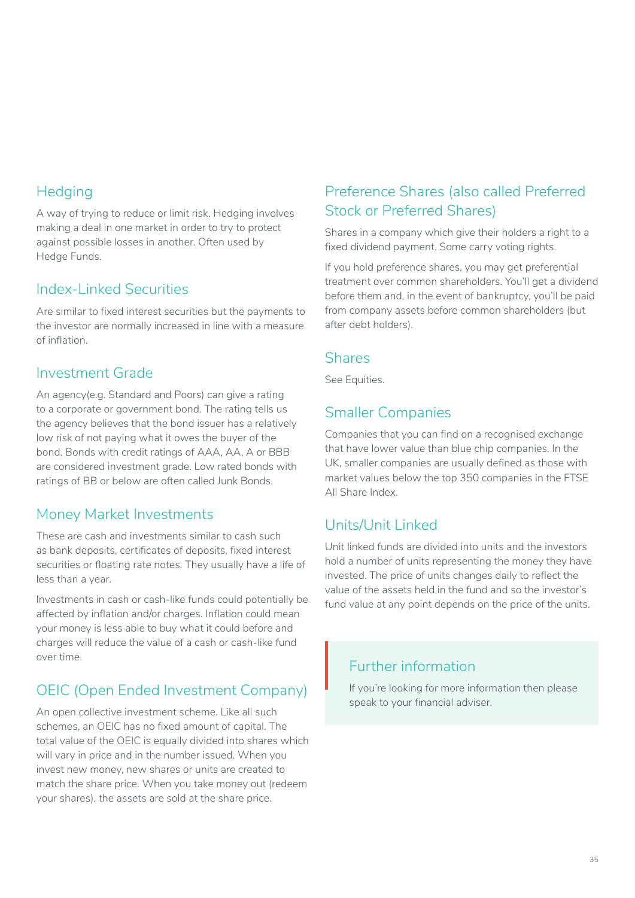## Hedging

A way of trying to reduce or limit risk. Hedging involves making a deal in one market in order to try to protect against possible losses in another. Often used by Hedge Funds.

## Index-Linked Securities

Are similar to fixed interest securities but the payments to the investor are normally increased in line with a measure of inflation.

## Investment Grade

An agency(e.g. Standard and Poors) can give a rating to a corporate or government bond. The rating tells us the agency believes that the bond issuer has a relatively low risk of not paying what it owes the buyer of the bond. Bonds with credit ratings of AAA, AA, A or BBB are considered investment grade. Low rated bonds with ratings of BB or below are often called Junk Bonds.

## Money Market Investments

These are cash and investments similar to cash such as bank deposits, certificates of deposits, fixed interest securities or floating rate notes. They usually have a life of less than a year.

Investments in cash or cash-like funds could potentially be affected by inflation and/or charges. Inflation could mean your money is less able to buy what it could before and charges will reduce the value of a cash or cash-like fund over time.

## OEIC (Open Ended Investment Company)

An open collective investment scheme. Like all such schemes, an OEIC has no fixed amount of capital. The total value of the OEIC is equally divided into shares which will vary in price and in the number issued. When you invest new money, new shares or units are created to match the share price. When you take money out (redeem your shares), the assets are sold at the share price.

## Preference Shares (also called Preferred Stock or Preferred Shares)

Shares in a company which give their holders a right to a fixed dividend payment. Some carry voting rights.

If you hold preference shares, you may get preferential treatment over common shareholders. You'll get a dividend before them and, in the event of bankruptcy, you'll be paid from company assets before common shareholders (but after debt holders).

## Shares

See Equities.

## Smaller Companies

Companies that you can find on a recognised exchange that have lower value than blue chip companies. In the UK, smaller companies are usually defined as those with market values below the top 350 companies in the FTSE All Share Index.

## Units/Unit Linked

Unit linked funds are divided into units and the investors hold a number of units representing the money they have invested. The price of units changes daily to reflect the value of the assets held in the fund and so the investor's fund value at any point depends on the price of the units.

### Further information

If you're looking for more information then please speak to your financial adviser.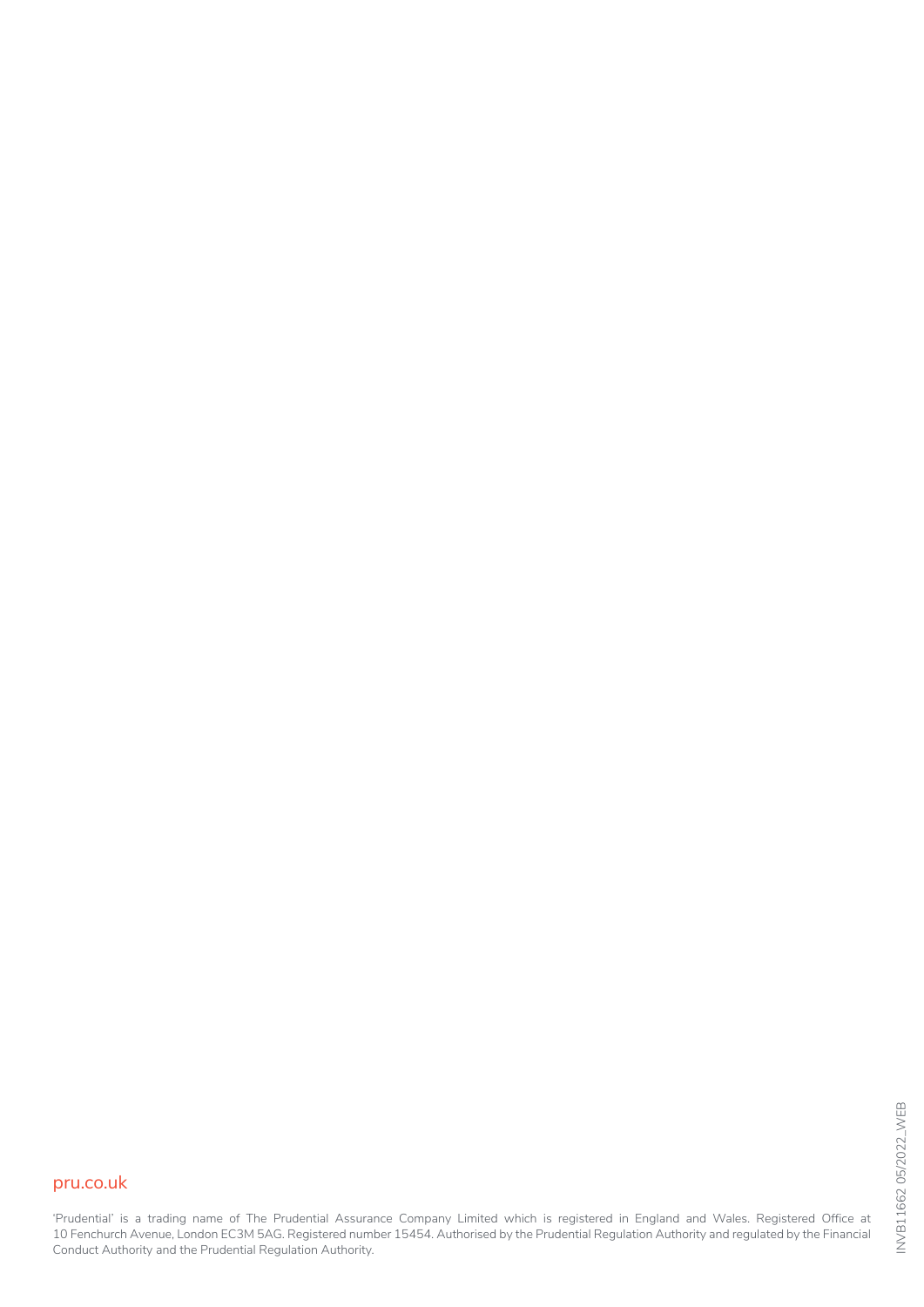pru.co.uk

'Prudential' is a trading name of The Prudential Assurance Company Limited which is registered in England and Wales. Registered Office at 10 Fenchurch Avenue, London EC3M 5AG. Registered number 15454. Authorised by the Prudential Regulation Authority and regulated by the Financial Conduct Authority and the Prudential Regulation Authority.

INVB11662 05/2022_WEB